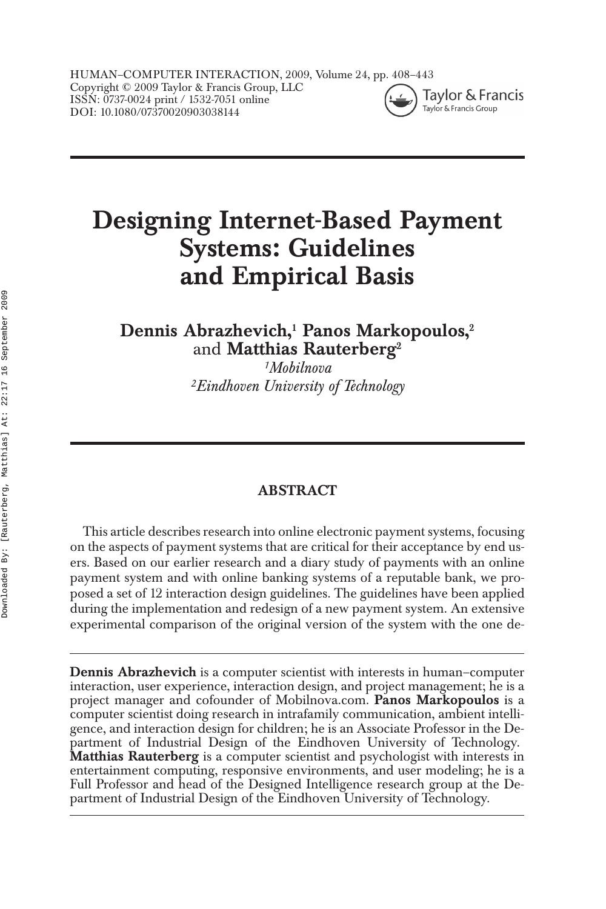# Designing Internet-Based Payment Systems: Guidelines and Empirical Basis

**Dennis Abrazhevich,**[1] **Panos Markopoulos,**[2] and **Matthias Rauterberg**[2]

*[1]Mobilnova*
*[2]Eindhoven University of Technology*

## ABSTRACT

This article describes research into online electronic payment systems, focusing on the aspects of payment systems that are critical for their acceptance by end users. Based on our earlier research and a diary study of payments with an online payment system and with online banking systems of a reputable bank, we proposed a set of 12 interaction design guidelines. The guidelines have been applied during the implementation and redesign of a new payment system. An extensive experimental comparison of the original version of the system with the one de-

---

**Dennis Abrazhevich** is a computer scientist with interests in human–computer interaction, user experience, interaction design, and project management; he is a project manager and cofounder of Mobilnova.com. **Panos Markopoulos** is a computer scientist doing research in intrafamily communication, ambient intelligence, and interaction design for children; he is an Associate Professor in the Department of Industrial Design of the Eindhoven University of Technology. **Matthias Rauterberg** is a computer scientist and psychologist with interests in entertainment computing, responsive environments, and user modeling; he is a Full Professor and head of the Designed Intelligence research group at the Department of Industrial Design of the Eindhoven University of Technology.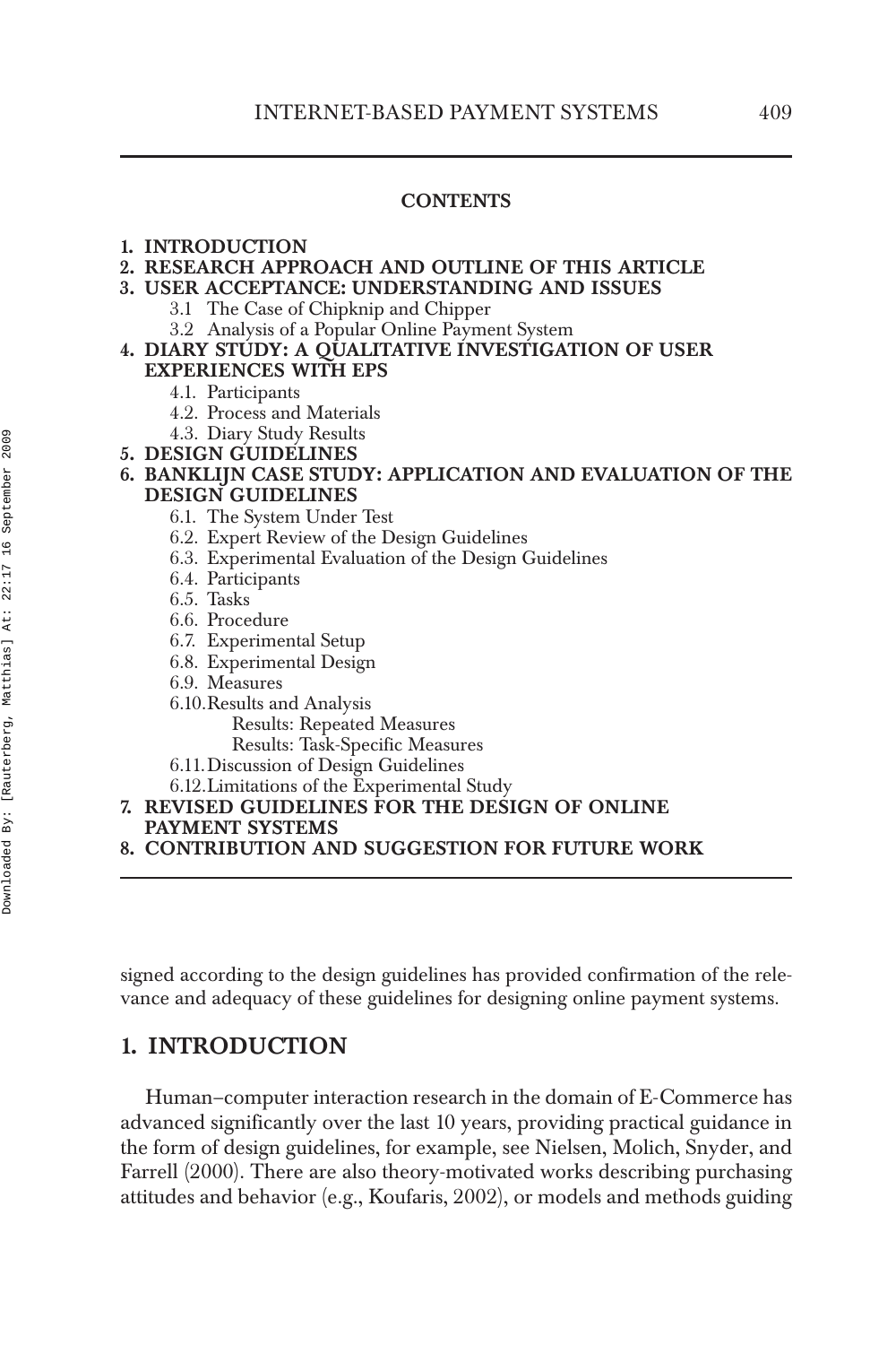**CONTENTS**

**1. INTRODUCTION**
**2. RESEARCH APPROACH AND OUTLINE OF THIS ARTICLE**
**3. USER ACCEPTANCE: UNDERSTANDING AND ISSUES**
- 3.1 The Case of Chipknip and Chipper
- 3.2 Analysis of a Popular Online Payment System

**4. DIARY STUDY: A QUALITATIVE INVESTIGATION OF USER EXPERIENCES WITH EPS**
- 4.1. Participants
- 4.2. Process and Materials
- 4.3. Diary Study Results

**5. DESIGN GUIDELINES**
**6. BANKLIJN CASE STUDY: APPLICATION AND EVALUATION OF THE DESIGN GUIDELINES**
- 6.1. The System Under Test
- 6.2. Expert Review of the Design Guidelines
- 6.3. Experimental Evaluation of the Design Guidelines
- 6.4. Participants
- 6.5. Tasks
- 6.6. Procedure
- 6.7. Experimental Setup
- 6.8. Experimental Design
- 6.9. Measures
- 6.10. Results and Analysis
  - Results: Repeated Measures
  - Results: Task-Specific Measures
- 6.11. Discussion of Design Guidelines
- 6.12. Limitations of the Experimental Study

**7. REVISED GUIDELINES FOR THE DESIGN OF ONLINE PAYMENT SYSTEMS**
**8. CONTRIBUTION AND SUGGESTION FOR FUTURE WORK**

signed according to the design guidelines has provided confirmation of the relevance and adequacy of these guidelines for designing online payment systems.

## 1. INTRODUCTION

Human–computer interaction research in the domain of E-Commerce has advanced significantly over the last 10 years, providing practical guidance in the form of design guidelines, for example, see Nielsen, Molich, Snyder, and Farrell (2000). There are also theory-motivated works describing purchasing attitudes and behavior (e.g., Koufaris, 2002), or models and methods guiding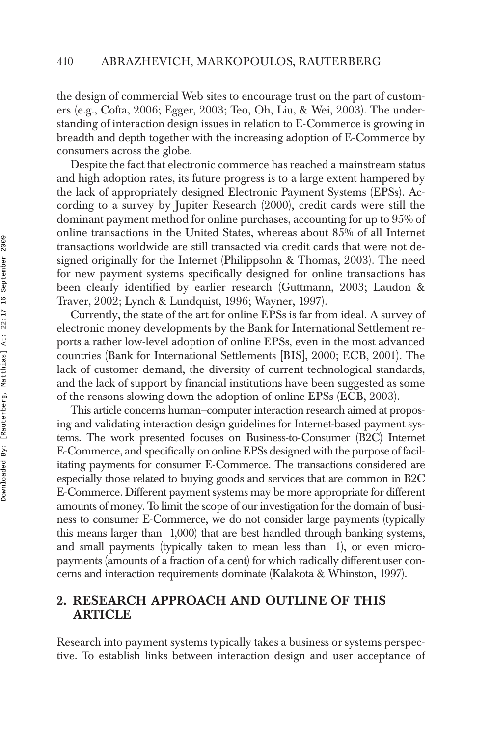the design of commercial Web sites to encourage trust on the part of customers (e.g., Cofta, 2006; Egger, 2003; Teo, Oh, Liu, & Wei, 2003). The understanding of interaction design issues in relation to E-Commerce is growing in breadth and depth together with the increasing adoption of E-Commerce by consumers across the globe.

Despite the fact that electronic commerce has reached a mainstream status and high adoption rates, its future progress is to a large extent hampered by the lack of appropriately designed Electronic Payment Systems (EPSs). According to a survey by Jupiter Research (2000), credit cards were still the dominant payment method for online purchases, accounting for up to 95% of online transactions in the United States, whereas about 85% of all Internet transactions worldwide are still transacted via credit cards that were not designed originally for the Internet (Philippsohn & Thomas, 2003). The need for new payment systems specifically designed for online transactions has been clearly identified by earlier research (Guttmann, 2003; Laudon & Traver, 2002; Lynch & Lundquist, 1996; Wayner, 1997).

Currently, the state of the art for online EPSs is far from ideal. A survey of electronic money developments by the Bank for International Settlement reports a rather low-level adoption of online EPSs, even in the most advanced countries (Bank for International Settlements [BIS], 2000; ECB, 2001). The lack of customer demand, the diversity of current technological standards, and the lack of support by financial institutions have been suggested as some of the reasons slowing down the adoption of online EPSs (ECB, 2003).

This article concerns human–computer interaction research aimed at proposing and validating interaction design guidelines for Internet-based payment systems. The work presented focuses on Business-to-Consumer (B2C) Internet E-Commerce, and specifically on online EPSs designed with the purpose of facilitating payments for consumer E-Commerce. The transactions considered are especially those related to buying goods and services that are common in B2C E-Commerce. Different payment systems may be more appropriate for different amounts of money. To limit the scope of our investigation for the domain of business to consumer E-Commerce, we do not consider large payments (typically this means larger than 1,000) that are best handled through banking systems, and small payments (typically taken to mean less than 1), or even micropayments (amounts of a fraction of a cent) for which radically different user concerns and interaction requirements dominate (Kalakota & Whinston, 1997).

## 2. RESEARCH APPROACH AND OUTLINE OF THIS ARTICLE

Research into payment systems typically takes a business or systems perspective. To establish links between interaction design and user acceptance of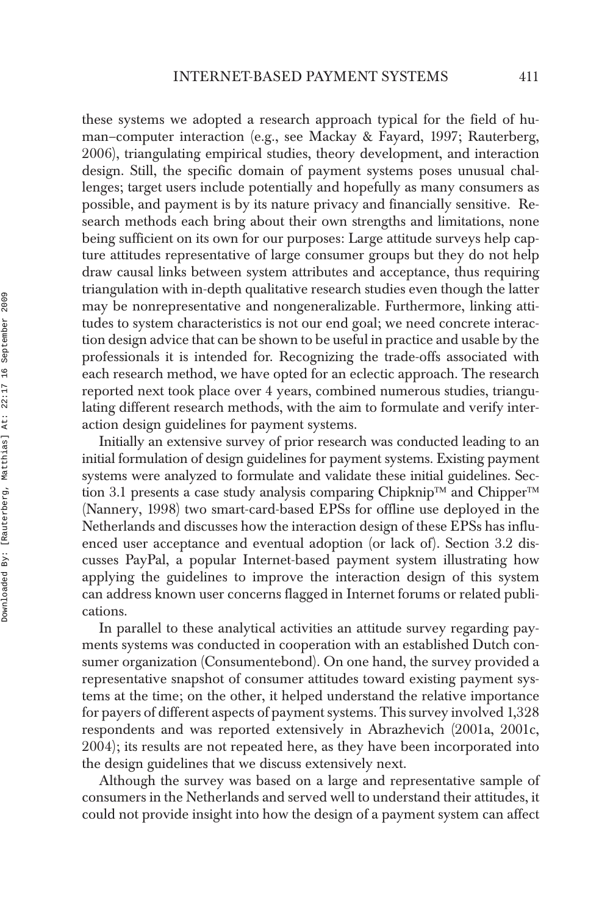these systems we adopted a research approach typical for the field of human–computer interaction (e.g., see Mackay & Fayard, 1997; Rauterberg, 2006), triangulating empirical studies, theory development, and interaction design. Still, the specific domain of payment systems poses unusual challenges; target users include potentially and hopefully as many consumers as possible, and payment is by its nature privacy and financially sensitive. Research methods each bring about their own strengths and limitations, none being sufficient on its own for our purposes: Large attitude surveys help capture attitudes representative of large consumer groups but they do not help draw causal links between system attributes and acceptance, thus requiring triangulation with in-depth qualitative research studies even though the latter may be nonrepresentative and nongeneralizable. Furthermore, linking attitudes to system characteristics is not our end goal; we need concrete interaction design advice that can be shown to be useful in practice and usable by the professionals it is intended for. Recognizing the trade-offs associated with each research method, we have opted for an eclectic approach. The research reported next took place over 4 years, combined numerous studies, triangulating different research methods, with the aim to formulate and verify interaction design guidelines for payment systems.

Initially an extensive survey of prior research was conducted leading to an initial formulation of design guidelines for payment systems. Existing payment systems were analyzed to formulate and validate these initial guidelines. Section 3.1 presents a case study analysis comparing Chipknip™ and Chipper™ (Nannery, 1998) two smart-card-based EPSs for offline use deployed in the Netherlands and discusses how the interaction design of these EPSs has influenced user acceptance and eventual adoption (or lack of). Section 3.2 discusses PayPal, a popular Internet-based payment system illustrating how applying the guidelines to improve the interaction design of this system can address known user concerns flagged in Internet forums or related publications.

In parallel to these analytical activities an attitude survey regarding payments systems was conducted in cooperation with an established Dutch consumer organization (Consumentebond). On one hand, the survey provided a representative snapshot of consumer attitudes toward existing payment systems at the time; on the other, it helped understand the relative importance for payers of different aspects of payment systems. This survey involved 1,328 respondents and was reported extensively in Abrazhevich (2001a, 2001c, 2004); its results are not repeated here, as they have been incorporated into the design guidelines that we discuss extensively next.

Although the survey was based on a large and representative sample of consumers in the Netherlands and served well to understand their attitudes, it could not provide insight into how the design of a payment system can affect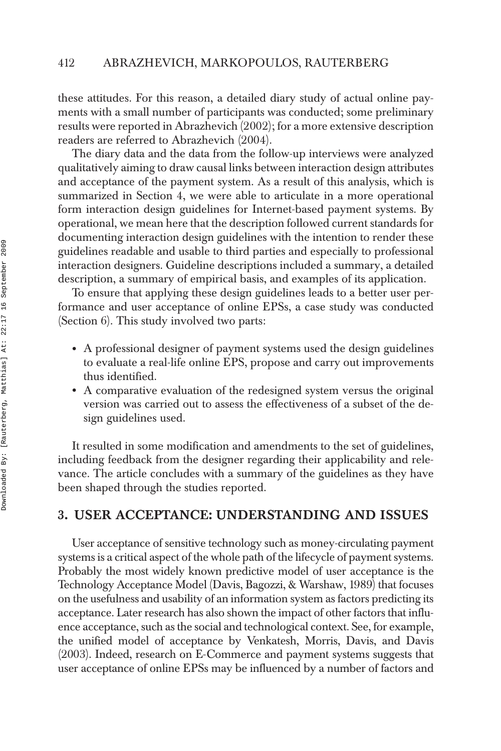these attitudes. For this reason, a detailed diary study of actual online payments with a small number of participants was conducted; some preliminary results were reported in Abrazhevich (2002); for a more extensive description readers are referred to Abrazhevich (2004).

The diary data and the data from the follow-up interviews were analyzed qualitatively aiming to draw causal links between interaction design attributes and acceptance of the payment system. As a result of this analysis, which is summarized in Section 4, we were able to articulate in a more operational form interaction design guidelines for Internet-based payment systems. By operational, we mean here that the description followed current standards for documenting interaction design guidelines with the intention to render these guidelines readable and usable to third parties and especially to professional interaction designers. Guideline descriptions included a summary, a detailed description, a summary of empirical basis, and examples of its application.

To ensure that applying these design guidelines leads to a better user performance and user acceptance of online EPSs, a case study was conducted (Section 6). This study involved two parts:

- A professional designer of payment systems used the design guidelines to evaluate a real-life online EPS, propose and carry out improvements thus identified.
- A comparative evaluation of the redesigned system versus the original version was carried out to assess the effectiveness of a subset of the design guidelines used.

It resulted in some modification and amendments to the set of guidelines, including feedback from the designer regarding their applicability and relevance. The article concludes with a summary of the guidelines as they have been shaped through the studies reported.

## 3. USER ACCEPTANCE: UNDERSTANDING AND ISSUES

User acceptance of sensitive technology such as money-circulating payment systems is a critical aspect of the whole path of the lifecycle of payment systems. Probably the most widely known predictive model of user acceptance is the Technology Acceptance Model (Davis, Bagozzi, & Warshaw, 1989) that focuses on the usefulness and usability of an information system as factors predicting its acceptance. Later research has also shown the impact of other factors that influence acceptance, such as the social and technological context. See, for example, the unified model of acceptance by Venkatesh, Morris, Davis, and Davis (2003). Indeed, research on E-Commerce and payment systems suggests that user acceptance of online EPSs may be influenced by a number of factors and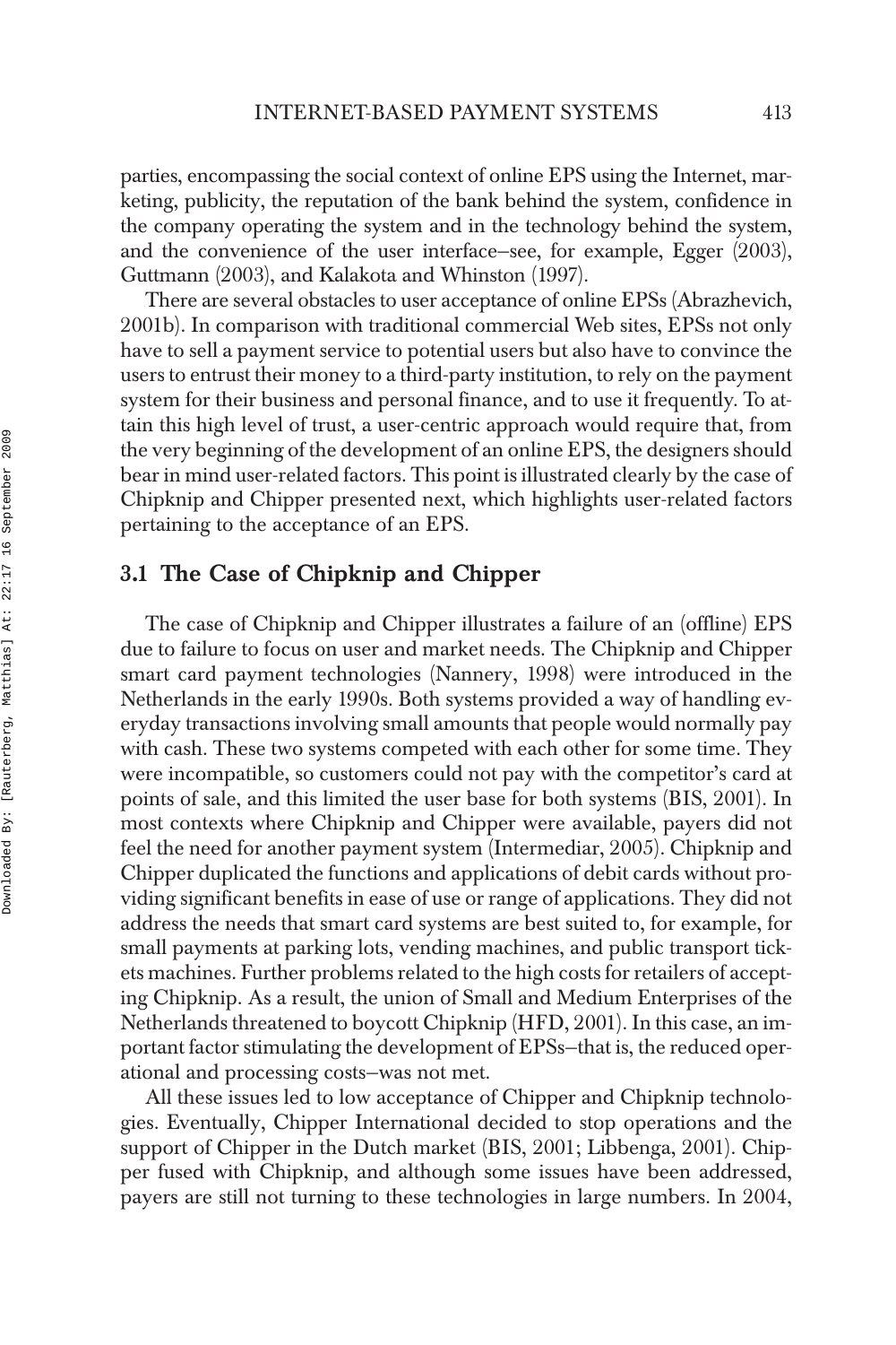parties, encompassing the social context of online EPS using the Internet, marketing, publicity, the reputation of the bank behind the system, confidence in the company operating the system and in the technology behind the system, and the convenience of the user interface–see, for example, Egger (2003), Guttmann (2003), and Kalakota and Whinston (1997).

There are several obstacles to user acceptance of online EPSs (Abrazhevich, 2001b). In comparison with traditional commercial Web sites, EPSs not only have to sell a payment service to potential users but also have to convince the users to entrust their money to a third-party institution, to rely on the payment system for their business and personal finance, and to use it frequently. To attain this high level of trust, a user-centric approach would require that, from the very beginning of the development of an online EPS, the designers should bear in mind user-related factors. This point is illustrated clearly by the case of Chipknip and Chipper presented next, which highlights user-related factors pertaining to the acceptance of an EPS.

### 3.1 The Case of Chipknip and Chipper

The case of Chipknip and Chipper illustrates a failure of an (offline) EPS due to failure to focus on user and market needs. The Chipknip and Chipper smart card payment technologies (Nannery, 1998) were introduced in the Netherlands in the early 1990s. Both systems provided a way of handling everyday transactions involving small amounts that people would normally pay with cash. These two systems competed with each other for some time. They were incompatible, so customers could not pay with the competitor's card at points of sale, and this limited the user base for both systems (BIS, 2001). In most contexts where Chipknip and Chipper were available, payers did not feel the need for another payment system (Intermediar, 2005). Chipknip and Chipper duplicated the functions and applications of debit cards without providing significant benefits in ease of use or range of applications. They did not address the needs that smart card systems are best suited to, for example, for small payments at parking lots, vending machines, and public transport tickets machines. Further problems related to the high costs for retailers of accepting Chipknip. As a result, the union of Small and Medium Enterprises of the Netherlands threatened to boycott Chipknip (HFD, 2001). In this case, an important factor stimulating the development of EPSs–that is, the reduced operational and processing costs–was not met.

All these issues led to low acceptance of Chipper and Chipknip technologies. Eventually, Chipper International decided to stop operations and the support of Chipper in the Dutch market (BIS, 2001; Libbenga, 2001). Chipper fused with Chipknip, and although some issues have been addressed, payers are still not turning to these technologies in large numbers. In 2004,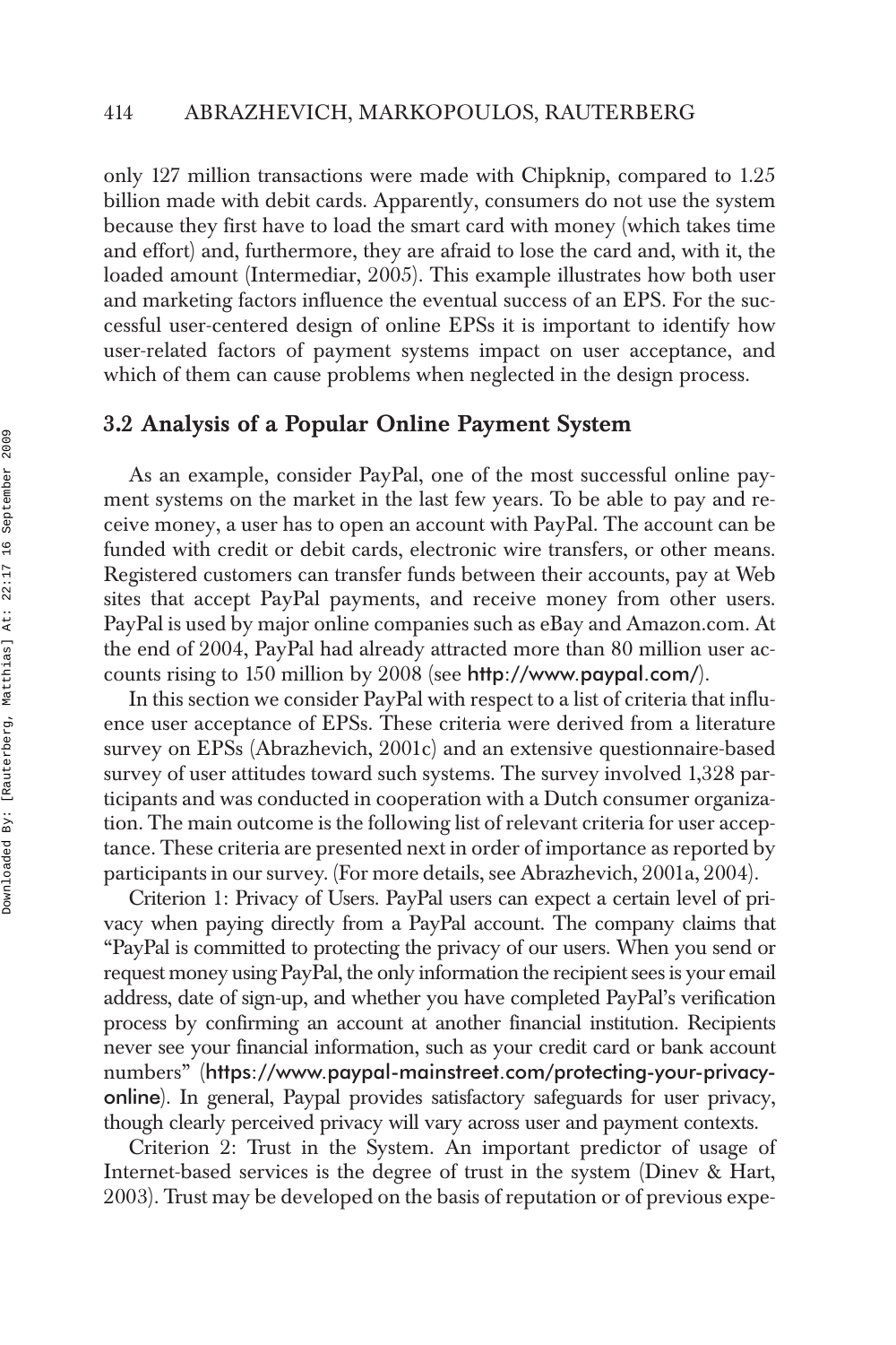only 127 million transactions were made with Chipknip, compared to 1.25 billion made with debit cards. Apparently, consumers do not use the system because they first have to load the smart card with money (which takes time and effort) and, furthermore, they are afraid to lose the card and, with it, the loaded amount (Intermediar, 2005). This example illustrates how both user and marketing factors influence the eventual success of an EPS. For the successful user-centered design of online EPSs it is important to identify how user-related factors of payment systems impact on user acceptance, and which of them can cause problems when neglected in the design process.

## 3.2 Analysis of a Popular Online Payment System

As an example, consider PayPal, one of the most successful online payment systems on the market in the last few years. To be able to pay and receive money, a user has to open an account with PayPal. The account can be funded with credit or debit cards, electronic wire transfers, or other means. Registered customers can transfer funds between their accounts, pay at Web sites that accept PayPal payments, and receive money from other users. PayPal is used by major online companies such as eBay and Amazon.com. At the end of 2004, PayPal had already attracted more than 80 million user accounts rising to 150 million by 2008 (see http://www.paypal.com/).

In this section we consider PayPal with respect to a list of criteria that influence user acceptance of EPSs. These criteria were derived from a literature survey on EPSs (Abrazhevich, 2001c) and an extensive questionnaire-based survey of user attitudes toward such systems. The survey involved 1,328 participants and was conducted in cooperation with a Dutch consumer organization. The main outcome is the following list of relevant criteria for user acceptance. These criteria are presented next in order of importance as reported by participants in our survey. (For more details, see Abrazhevich, 2001a, 2004).

Criterion 1: Privacy of Users. PayPal users can expect a certain level of privacy when paying directly from a PayPal account. The company claims that "PayPal is committed to protecting the privacy of our users. When you send or request money using PayPal, the only information the recipient sees is your email address, date of sign-up, and whether you have completed PayPal's verification process by confirming an account at another financial institution. Recipients never see your financial information, such as your credit card or bank account numbers" (https://www.paypal-mainstreet.com/protecting-your-privacy-online). In general, Paypal provides satisfactory safeguards for user privacy, though clearly perceived privacy will vary across user and payment contexts.

Criterion 2: Trust in the System. An important predictor of usage of Internet-based services is the degree of trust in the system (Dinev & Hart, 2003). Trust may be developed on the basis of reputation or of previous expe-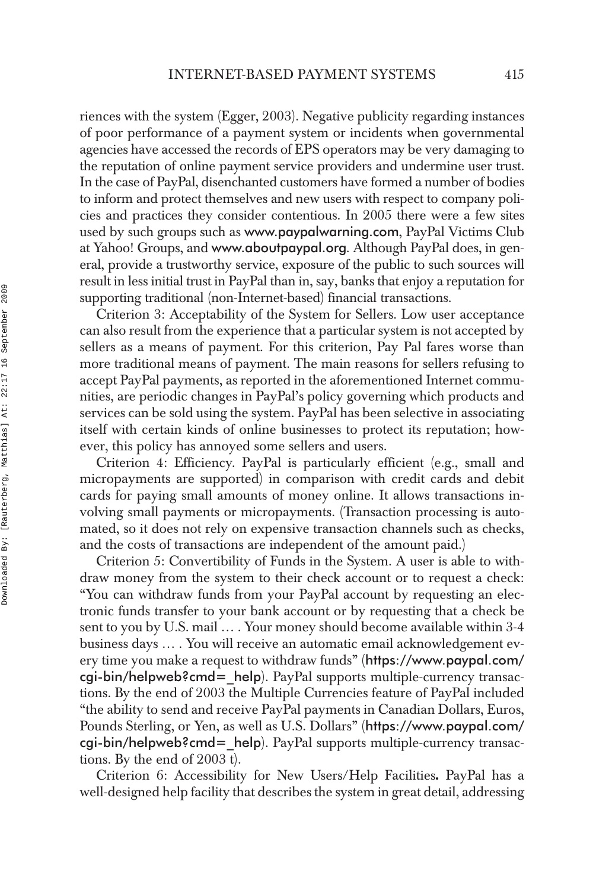riences with the system (Egger, 2003). Negative publicity regarding instances of poor performance of a payment system or incidents when governmental agencies have accessed the records of EPS operators may be very damaging to the reputation of online payment service providers and undermine user trust. In the case of PayPal, disenchanted customers have formed a number of bodies to inform and protect themselves and new users with respect to company policies and practices they consider contentious. In 2005 there were a few sites used by such groups such as www.paypalwarning.com, PayPal Victims Club at Yahoo! Groups, and www.aboutpaypal.org. Although PayPal does, in general, provide a trustworthy service, exposure of the public to such sources will result in less initial trust in PayPal than in, say, banks that enjoy a reputation for supporting traditional (non-Internet-based) financial transactions.

Criterion 3: Acceptability of the System for Sellers. Low user acceptance can also result from the experience that a particular system is not accepted by sellers as a means of payment. For this criterion, Pay Pal fares worse than more traditional means of payment. The main reasons for sellers refusing to accept PayPal payments, as reported in the aforementioned Internet communities, are periodic changes in PayPal's policy governing which products and services can be sold using the system. PayPal has been selective in associating itself with certain kinds of online businesses to protect its reputation; however, this policy has annoyed some sellers and users.

Criterion 4: Efficiency. PayPal is particularly efficient (e.g., small and micropayments are supported) in comparison with credit cards and debit cards for paying small amounts of money online. It allows transactions involving small payments or micropayments. (Transaction processing is automated, so it does not rely on expensive transaction channels such as checks, and the costs of transactions are independent of the amount paid.)

Criterion 5: Convertibility of Funds in the System. A user is able to withdraw money from the system to their check account or to request a check: "You can withdraw funds from your PayPal account by requesting an electronic funds transfer to your bank account or by requesting that a check be sent to you by U.S. mail … . Your money should become available within 3-4 business days … . You will receive an automatic email acknowledgement every time you make a request to withdraw funds" (https://www.paypal.com/cgi-bin/helpweb?cmd=_help). PayPal supports multiple-currency transactions. By the end of 2003 the Multiple Currencies feature of PayPal included "the ability to send and receive PayPal payments in Canadian Dollars, Euros, Pounds Sterling, or Yen, as well as U.S. Dollars" (https://www.paypal.com/cgi-bin/helpweb?cmd=_help). PayPal supports multiple-currency transactions. By the end of 2003 t).

Criterion 6: Accessibility for New Users/Help Facilities**.** PayPal has a well-designed help facility that describes the system in great detail, addressing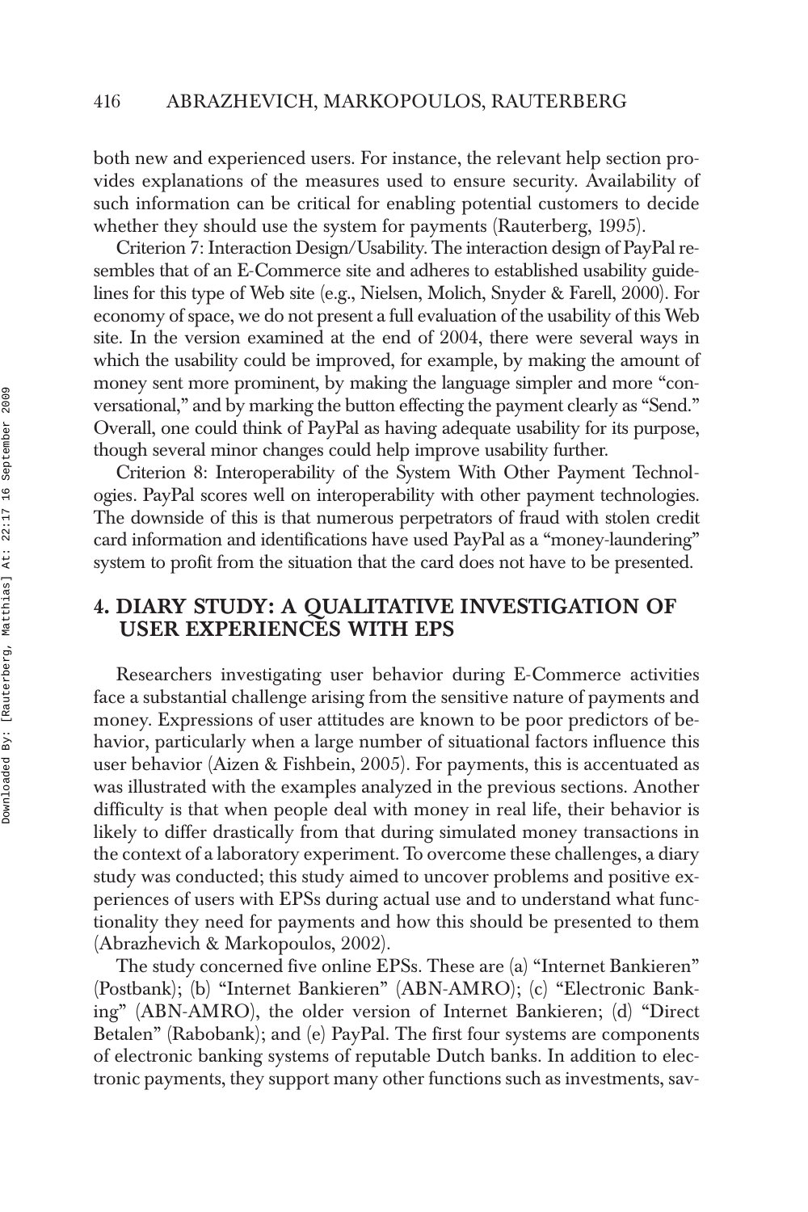both new and experienced users. For instance, the relevant help section provides explanations of the measures used to ensure security. Availability of such information can be critical for enabling potential customers to decide whether they should use the system for payments (Rauterberg, 1995).

Criterion 7: Interaction Design/Usability. The interaction design of PayPal resembles that of an E-Commerce site and adheres to established usability guidelines for this type of Web site (e.g., Nielsen, Molich, Snyder & Farell, 2000). For economy of space, we do not present a full evaluation of the usability of this Web site. In the version examined at the end of 2004, there were several ways in which the usability could be improved, for example, by making the amount of money sent more prominent, by making the language simpler and more "conversational," and by marking the button effecting the payment clearly as "Send." Overall, one could think of PayPal as having adequate usability for its purpose, though several minor changes could help improve usability further.

Criterion 8: Interoperability of the System With Other Payment Technologies. PayPal scores well on interoperability with other payment technologies. The downside of this is that numerous perpetrators of fraud with stolen credit card information and identifications have used PayPal as a "money-laundering" system to profit from the situation that the card does not have to be presented.

## 4. DIARY STUDY: A QUALITATIVE INVESTIGATION OF USER EXPERIENCES WITH EPS

Researchers investigating user behavior during E-Commerce activities face a substantial challenge arising from the sensitive nature of payments and money. Expressions of user attitudes are known to be poor predictors of behavior, particularly when a large number of situational factors influence this user behavior (Aizen & Fishbein, 2005). For payments, this is accentuated as was illustrated with the examples analyzed in the previous sections. Another difficulty is that when people deal with money in real life, their behavior is likely to differ drastically from that during simulated money transactions in the context of a laboratory experiment. To overcome these challenges, a diary study was conducted; this study aimed to uncover problems and positive experiences of users with EPSs during actual use and to understand what functionality they need for payments and how this should be presented to them (Abrazhevich & Markopoulos, 2002).

The study concerned five online EPSs. These are (a) "Internet Bankieren" (Postbank); (b) "Internet Bankieren" (ABN-AMRO); (c) "Electronic Banking" (ABN-AMRO), the older version of Internet Bankieren; (d) "Direct Betalen" (Rabobank); and (e) PayPal. The first four systems are components of electronic banking systems of reputable Dutch banks. In addition to electronic payments, they support many other functions such as investments, sav-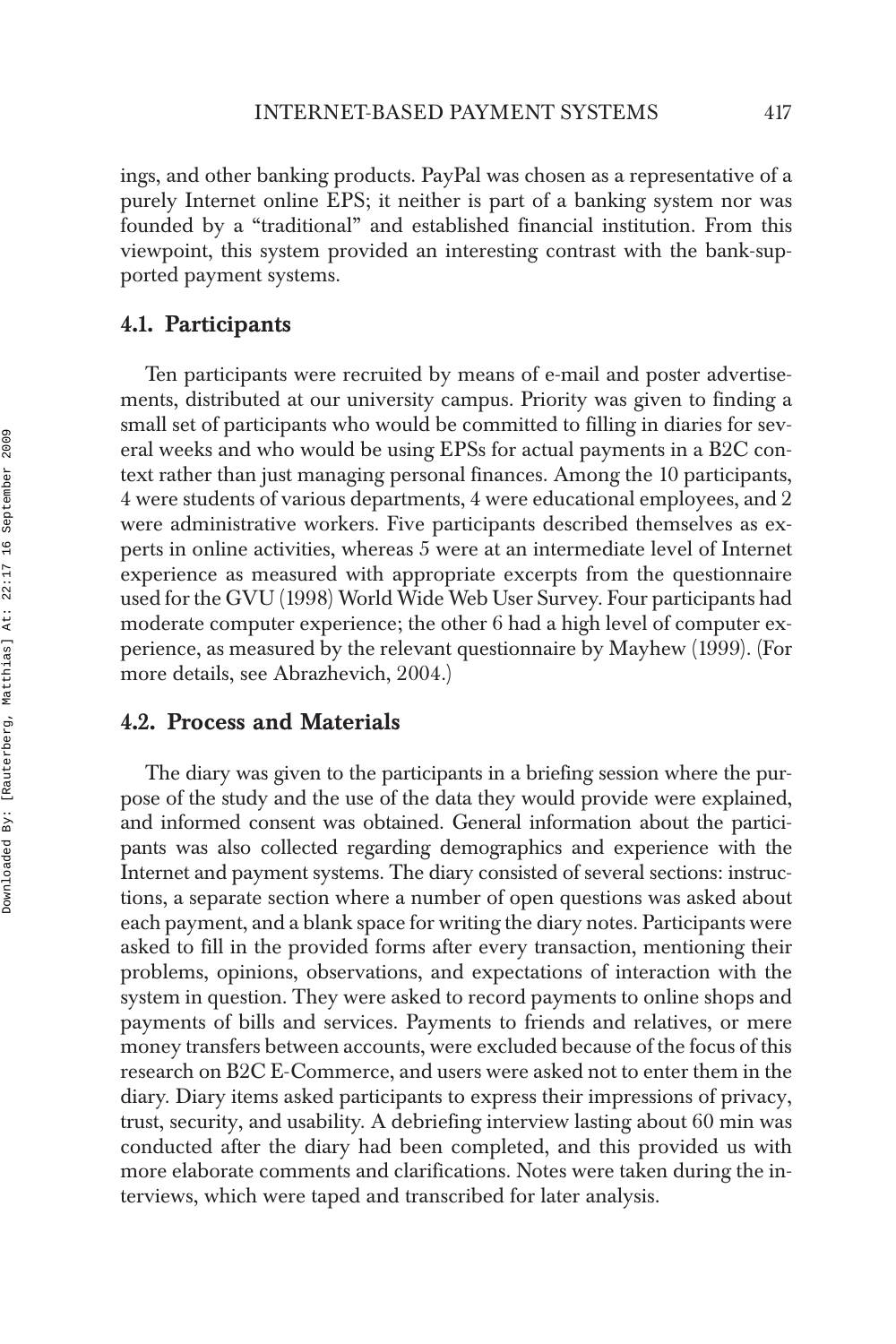ings, and other banking products. PayPal was chosen as a representative of a purely Internet online EPS; it neither is part of a banking system nor was founded by a "traditional" and established financial institution. From this viewpoint, this system provided an interesting contrast with the bank-supported payment systems.

## 4.1. Participants

Ten participants were recruited by means of e-mail and poster advertisements, distributed at our university campus. Priority was given to finding a small set of participants who would be committed to filling in diaries for several weeks and who would be using EPSs for actual payments in a B2C context rather than just managing personal finances. Among the 10 participants, 4 were students of various departments, 4 were educational employees, and 2 were administrative workers. Five participants described themselves as experts in online activities, whereas 5 were at an intermediate level of Internet experience as measured with appropriate excerpts from the questionnaire used for the GVU (1998) World Wide Web User Survey. Four participants had moderate computer experience; the other 6 had a high level of computer experience, as measured by the relevant questionnaire by Mayhew (1999). (For more details, see Abrazhevich, 2004.)

## 4.2. Process and Materials

The diary was given to the participants in a briefing session where the purpose of the study and the use of the data they would provide were explained, and informed consent was obtained. General information about the participants was also collected regarding demographics and experience with the Internet and payment systems. The diary consisted of several sections: instructions, a separate section where a number of open questions was asked about each payment, and a blank space for writing the diary notes. Participants were asked to fill in the provided forms after every transaction, mentioning their problems, opinions, observations, and expectations of interaction with the system in question. They were asked to record payments to online shops and payments of bills and services. Payments to friends and relatives, or mere money transfers between accounts, were excluded because of the focus of this research on B2C E-Commerce, and users were asked not to enter them in the diary. Diary items asked participants to express their impressions of privacy, trust, security, and usability. A debriefing interview lasting about 60 min was conducted after the diary had been completed, and this provided us with more elaborate comments and clarifications. Notes were taken during the interviews, which were taped and transcribed for later analysis.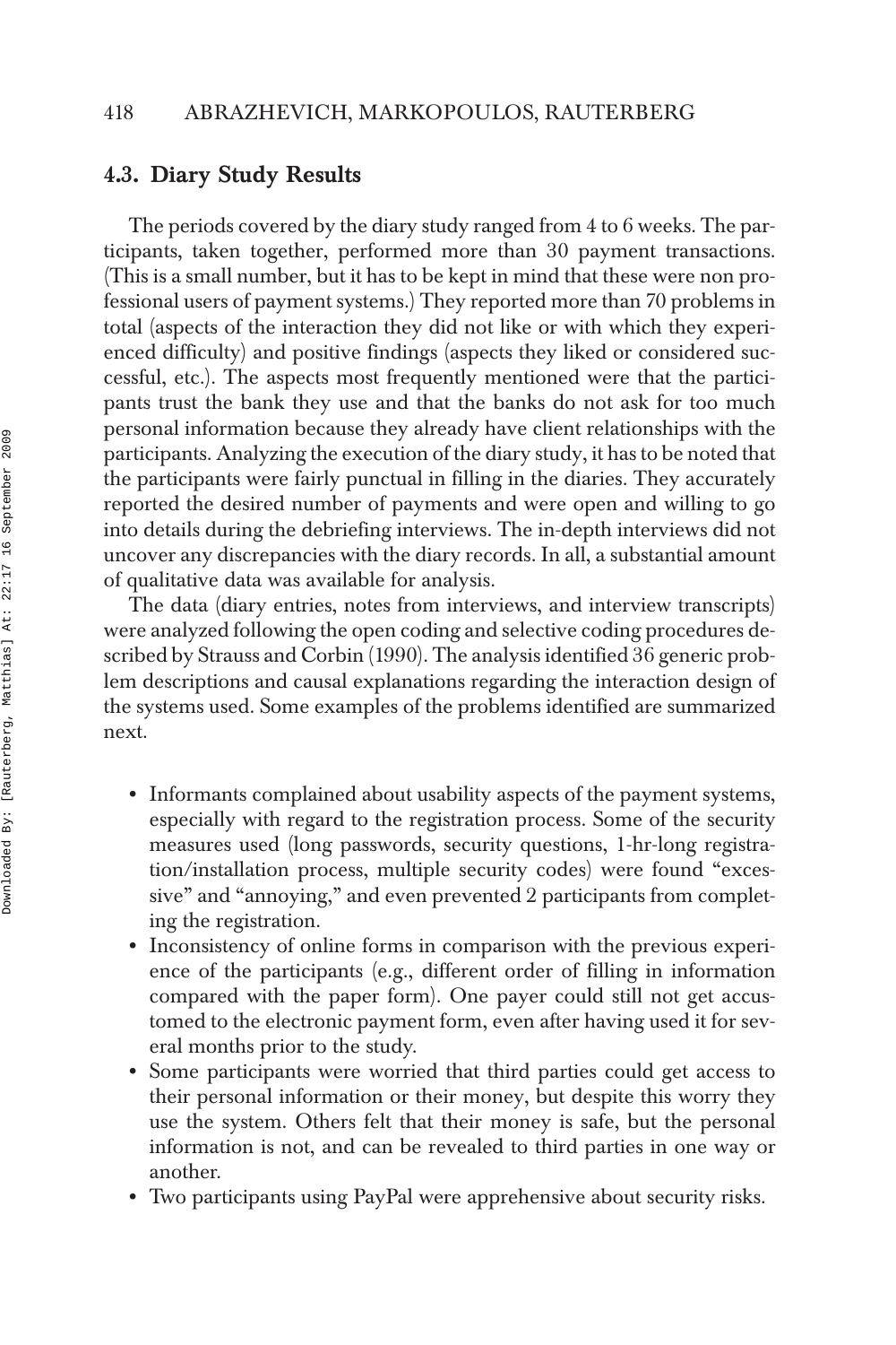### 4.3. Diary Study Results

The periods covered by the diary study ranged from 4 to 6 weeks. The participants, taken together, performed more than 30 payment transactions. (This is a small number, but it has to be kept in mind that these were non professional users of payment systems.) They reported more than 70 problems in total (aspects of the interaction they did not like or with which they experienced difficulty) and positive findings (aspects they liked or considered successful, etc.). The aspects most frequently mentioned were that the participants trust the bank they use and that the banks do not ask for too much personal information because they already have client relationships with the participants. Analyzing the execution of the diary study, it has to be noted that the participants were fairly punctual in filling in the diaries. They accurately reported the desired number of payments and were open and willing to go into details during the debriefing interviews. The in-depth interviews did not uncover any discrepancies with the diary records. In all, a substantial amount of qualitative data was available for analysis.

The data (diary entries, notes from interviews, and interview transcripts) were analyzed following the open coding and selective coding procedures described by Strauss and Corbin (1990). The analysis identified 36 generic problem descriptions and causal explanations regarding the interaction design of the systems used. Some examples of the problems identified are summarized next.

- Informants complained about usability aspects of the payment systems, especially with regard to the registration process. Some of the security measures used (long passwords, security questions, 1-hr-long registration/installation process, multiple security codes) were found "excessive" and "annoying," and even prevented 2 participants from completing the registration.
- Inconsistency of online forms in comparison with the previous experience of the participants (e.g., different order of filling in information compared with the paper form). One payer could still not get accustomed to the electronic payment form, even after having used it for several months prior to the study.
- Some participants were worried that third parties could get access to their personal information or their money, but despite this worry they use the system. Others felt that their money is safe, but the personal information is not, and can be revealed to third parties in one way or another.
- Two participants using PayPal were apprehensive about security risks.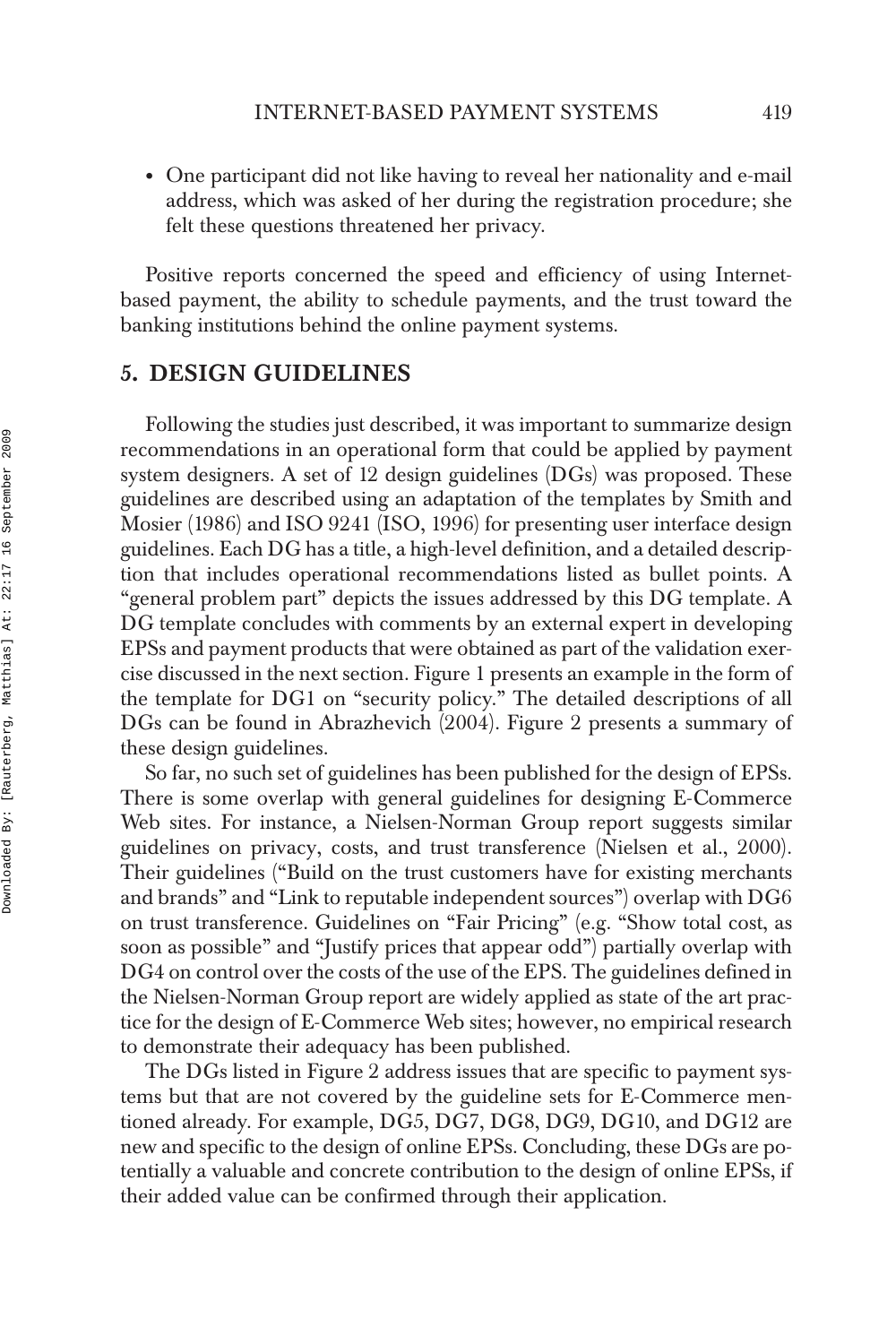- One participant did not like having to reveal her nationality and e-mail address, which was asked of her during the registration procedure; she felt these questions threatened her privacy.

Positive reports concerned the speed and efficiency of using Internet-based payment, the ability to schedule payments, and the trust toward the banking institutions behind the online payment systems.

## 5. DESIGN GUIDELINES

Following the studies just described, it was important to summarize design recommendations in an operational form that could be applied by payment system designers. A set of 12 design guidelines (DGs) was proposed. These guidelines are described using an adaptation of the templates by Smith and Mosier (1986) and ISO 9241 (ISO, 1996) for presenting user interface design guidelines. Each DG has a title, a high-level definition, and a detailed description that includes operational recommendations listed as bullet points. A "general problem part" depicts the issues addressed by this DG template. A DG template concludes with comments by an external expert in developing EPSs and payment products that were obtained as part of the validation exercise discussed in the next section. Figure 1 presents an example in the form of the template for DG1 on "security policy." The detailed descriptions of all DGs can be found in Abrazhevich (2004). Figure 2 presents a summary of these design guidelines.

So far, no such set of guidelines has been published for the design of EPSs. There is some overlap with general guidelines for designing E-Commerce Web sites. For instance, a Nielsen-Norman Group report suggests similar guidelines on privacy, costs, and trust transference (Nielsen et al., 2000). Their guidelines ("Build on the trust customers have for existing merchants and brands" and "Link to reputable independent sources") overlap with DG6 on trust transference. Guidelines on "Fair Pricing" (e.g. "Show total cost, as soon as possible" and "Justify prices that appear odd") partially overlap with DG4 on control over the costs of the use of the EPS. The guidelines defined in the Nielsen-Norman Group report are widely applied as state of the art practice for the design of E-Commerce Web sites; however, no empirical research to demonstrate their adequacy has been published.

The DGs listed in Figure 2 address issues that are specific to payment systems but that are not covered by the guideline sets for E-Commerce mentioned already. For example, DG5, DG7, DG8, DG9, DG10, and DG12 are new and specific to the design of online EPSs. Concluding, these DGs are potentially a valuable and concrete contribution to the design of online EPSs, if their added value can be confirmed through their application.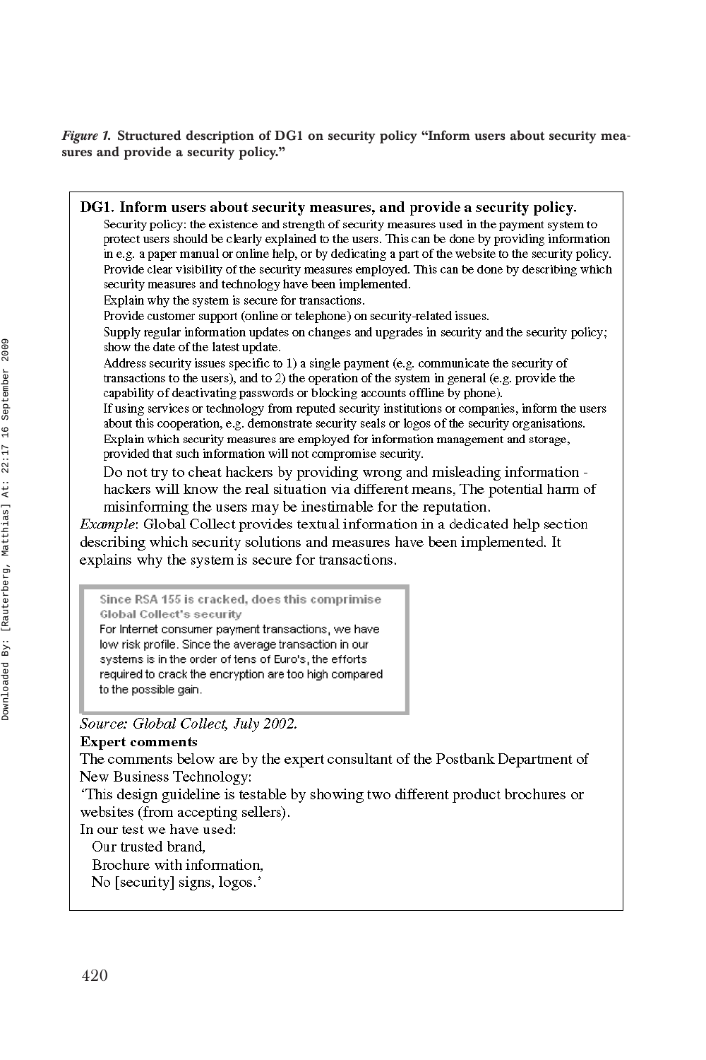*Figure 1.* **Structured description of DG1 on security policy "Inform users about security measures and provide a security policy."**

**DG1. Inform users about security measures, and provide a security policy.**

Security policy: the existence and strength of security measures used in the payment system to protect users should be clearly explained to the users. This can be done by providing information in e.g. a paper manual or online help, or by dedicating a part of the website to the security policy.

Provide clear visibility of the security measures employed. This can be done by describing which security measures and technology have been implemented.

Explain why the system is secure for transactions.

Provide customer support (online or telephone) on security-related issues.

Supply regular information updates on changes and upgrades in security and the security policy; show the date of the latest update.

Address security issues specific to 1) a single payment (e.g. communicate the security of transactions to the users), and to 2) the operation of the system in general (e.g. provide the capability of deactivating passwords or blocking accounts offline by phone).

If using services or technology from reputed security institutions or companies, inform the users about this cooperation, e.g. demonstrate security seals or logos of the security organisations.

Explain which security measures are employed for information management and storage, provided that such information will not compromise security.

Do not try to cheat hackers by providing wrong and misleading information - hackers will know the real situation via different means, The potential harm of misinforming the users may be inestimable for the reputation.

*Example*: Global Collect provides textual information in a dedicated help section describing which security solutions and measures have been implemented. It explains why the system is secure for transactions.

> **Since RSA 155 is cracked, does this comprimise Global Collect's security**
> For Internet consumer payment transactions, we have low risk profile. Since the average transaction in our systems is in the order of tens of Euro's, the efforts required to crack the encryption are too high compared to the possible gain.

*Source: Global Collect, July 2002.*

**Expert comments**

The comments below are by the expert consultant of the Postbank Department of New Business Technology:

'This design guideline is testable by showing two different product brochures or websites (from accepting sellers).

In our test we have used:

Our trusted brand,

Brochure with information,

No [security] signs, logos.'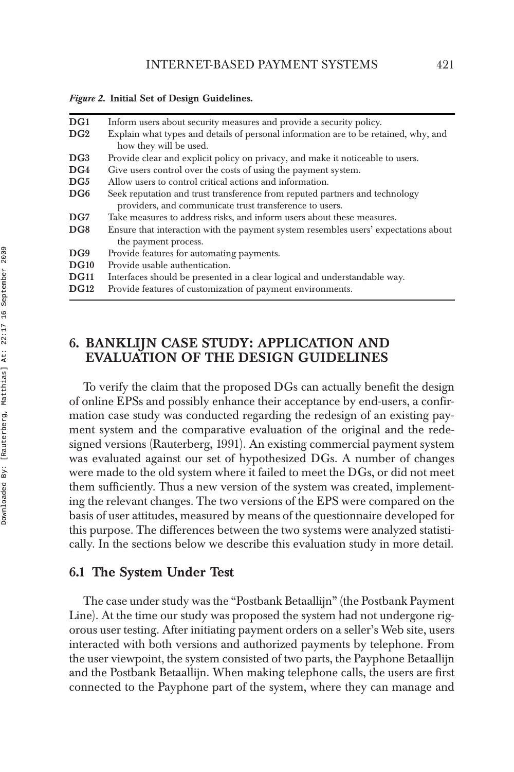*Figure 2.* **Initial Set of Design Guidelines.**

| | |
|---|---|
| **DG1** | Inform users about security measures and provide a security policy. |
| **DG2** | Explain what types and details of personal information are to be retained, why, and how they will be used. |
| **DG3** | Provide clear and explicit policy on privacy, and make it noticeable to users. |
| **DG4** | Give users control over the costs of using the payment system. |
| **DG5** | Allow users to control critical actions and information. |
| **DG6** | Seek reputation and trust transference from reputed partners and technology providers, and communicate trust transference to users. |
| **DG7** | Take measures to address risks, and inform users about these measures. |
| **DG8** | Ensure that interaction with the payment system resembles users' expectations about the payment process. |
| **DG9** | Provide features for automating payments. |
| **DG10** | Provide usable authentication. |
| **DG11** | Interfaces should be presented in a clear logical and understandable way. |
| **DG12** | Provide features of customization of payment environments. |

## 6. BANKLIJN CASE STUDY: APPLICATION AND EVALUATION OF THE DESIGN GUIDELINES

To verify the claim that the proposed DGs can actually benefit the design of online EPSs and possibly enhance their acceptance by end-users, a confirmation case study was conducted regarding the redesign of an existing payment system and the comparative evaluation of the original and the redesigned versions (Rauterberg, 1991). An existing commercial payment system was evaluated against our set of hypothesized DGs. A number of changes were made to the old system where it failed to meet the DGs, or did not meet them sufficiently. Thus a new version of the system was created, implementing the relevant changes. The two versions of the EPS were compared on the basis of user attitudes, measured by means of the questionnaire developed for this purpose. The differences between the two systems were analyzed statistically. In the sections below we describe this evaluation study in more detail.

### 6.1 The System Under Test

The case under study was the "Postbank Betaallijn" (the Postbank Payment Line). At the time our study was proposed the system had not undergone rigorous user testing. After initiating payment orders on a seller's Web site, users interacted with both versions and authorized payments by telephone. From the user viewpoint, the system consisted of two parts, the Payphone Betaallijn and the Postbank Betaallijn. When making telephone calls, the users are first connected to the Payphone part of the system, where they can manage and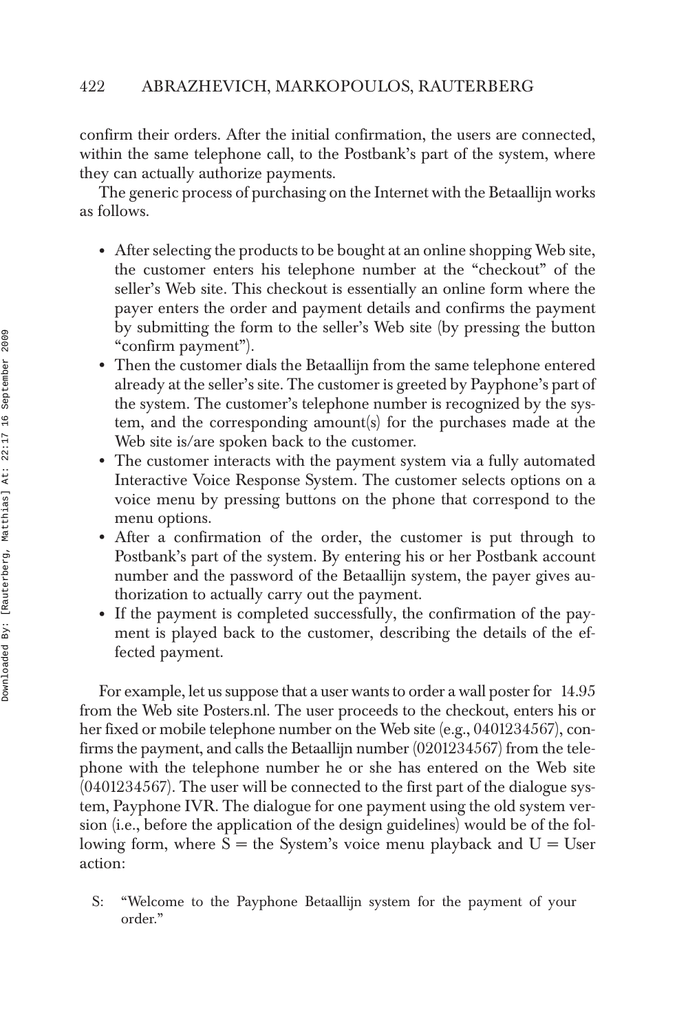confirm their orders. After the initial confirmation, the users are connected, within the same telephone call, to the Postbank's part of the system, where they can actually authorize payments.

The generic process of purchasing on the Internet with the Betaallijn works as follows.

- After selecting the products to be bought at an online shopping Web site, the customer enters his telephone number at the "checkout" of the seller's Web site. This checkout is essentially an online form where the payer enters the order and payment details and confirms the payment by submitting the form to the seller's Web site (by pressing the button "confirm payment").
- Then the customer dials the Betaallijn from the same telephone entered already at the seller's site. The customer is greeted by Payphone's part of the system. The customer's telephone number is recognized by the system, and the corresponding amount(s) for the purchases made at the Web site is/are spoken back to the customer.
- The customer interacts with the payment system via a fully automated Interactive Voice Response System. The customer selects options on a voice menu by pressing buttons on the phone that correspond to the menu options.
- After a confirmation of the order, the customer is put through to Postbank's part of the system. By entering his or her Postbank account number and the password of the Betaallijn system, the payer gives authorization to actually carry out the payment.
- If the payment is completed successfully, the confirmation of the payment is played back to the customer, describing the details of the effected payment.

For example, let us suppose that a user wants to order a wall poster for 14.95 from the Web site Posters.nl. The user proceeds to the checkout, enters his or her fixed or mobile telephone number on the Web site (e.g., 0401234567), confirms the payment, and calls the Betaallijn number (0201234567) from the telephone with the telephone number he or she has entered on the Web site (0401234567). The user will be connected to the first part of the dialogue system, Payphone IVR. The dialogue for one payment using the old system version (i.e., before the application of the design guidelines) would be of the following form, where S = the System's voice menu playback and U = User action:

S: "Welcome to the Payphone Betaallijn system for the payment of your order."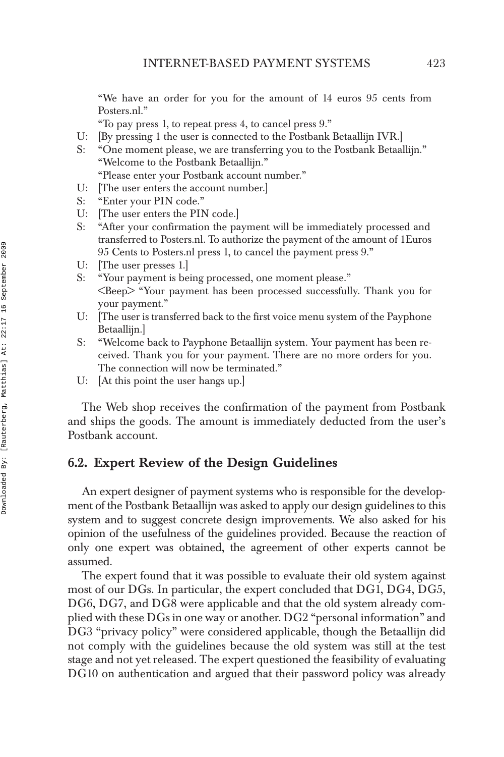"We have an order for you for the amount of 14 euros 95 cents from Posters.nl."

"To pay press 1, to repeat press 4, to cancel press 9."

U: [By pressing 1 the user is connected to the Postbank Betaallijn IVR.]

S: "One moment please, we are transferring you to the Postbank Betaallijn."
"Welcome to the Postbank Betaallijn."
"Please enter your Postbank account number."

U: [The user enters the account number.]

S: "Enter your PIN code."

U: [The user enters the PIN code.]

S: "After your confirmation the payment will be immediately processed and transferred to Posters.nl. To authorize the payment of the amount of 1Euros 95 Cents to Posters.nl press 1, to cancel the payment press 9."

U: [The user presses 1.]

S: "Your payment is being processed, one moment please."
<Beep> "Your payment has been processed successfully. Thank you for your payment."

U: [The user is transferred back to the first voice menu system of the Payphone Betaallijn.]

S: "Welcome back to Payphone Betaallijn system. Your payment has been received. Thank you for your payment. There are no more orders for you. The connection will now be terminated."

U: [At this point the user hangs up.]

The Web shop receives the confirmation of the payment from Postbank and ships the goods. The amount is immediately deducted from the user's Postbank account.

## 6.2. Expert Review of the Design Guidelines

An expert designer of payment systems who is responsible for the development of the Postbank Betaallijn was asked to apply our design guidelines to this system and to suggest concrete design improvements. We also asked for his opinion of the usefulness of the guidelines provided. Because the reaction of only one expert was obtained, the agreement of other experts cannot be assumed.

The expert found that it was possible to evaluate their old system against most of our DGs. In particular, the expert concluded that DG1, DG4, DG5, DG6, DG7, and DG8 were applicable and that the old system already complied with these DGs in one way or another. DG2 "personal information" and DG3 "privacy policy" were considered applicable, though the Betaallijn did not comply with the guidelines because the old system was still at the test stage and not yet released. The expert questioned the feasibility of evaluating DG10 on authentication and argued that their password policy was already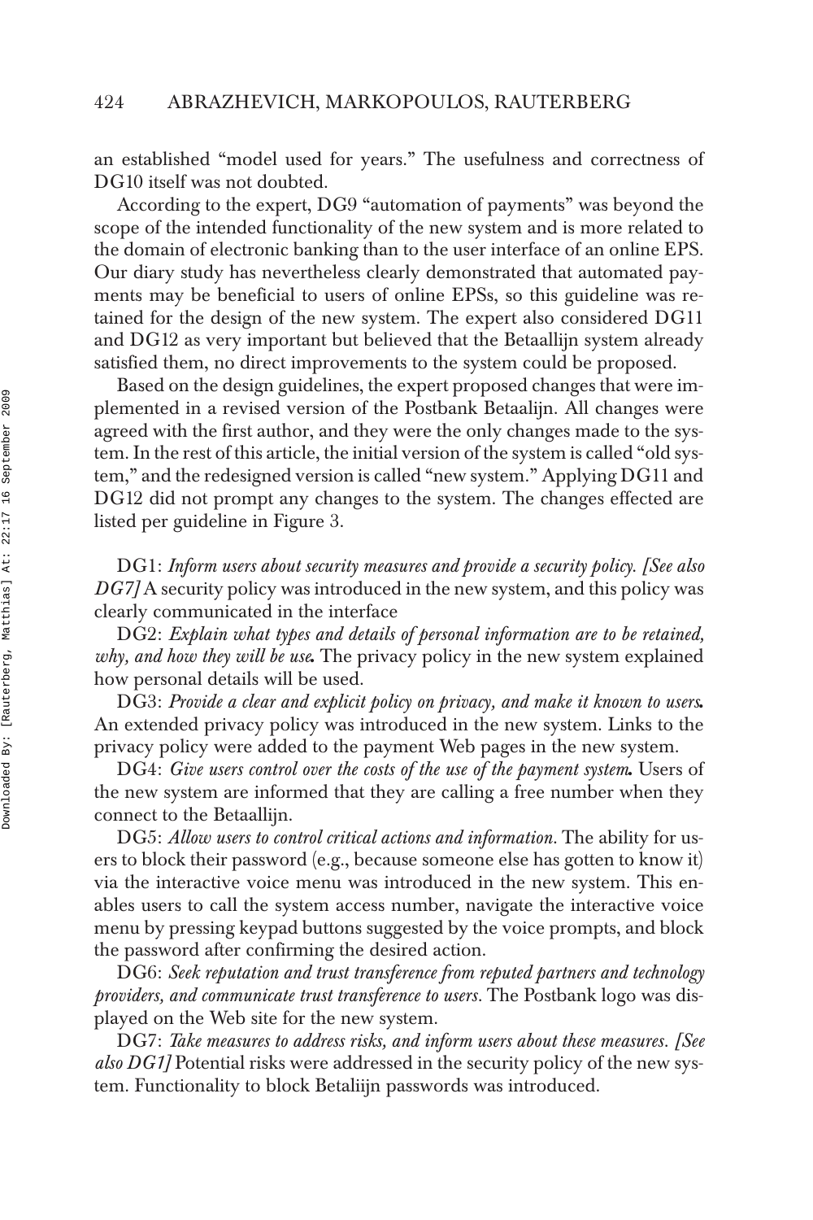an established "model used for years." The usefulness and correctness of DG10 itself was not doubted.

According to the expert, DG9 "automation of payments" was beyond the scope of the intended functionality of the new system and is more related to the domain of electronic banking than to the user interface of an online EPS. Our diary study has nevertheless clearly demonstrated that automated payments may be beneficial to users of online EPSs, so this guideline was retained for the design of the new system. The expert also considered DG11 and DG12 as very important but believed that the Betaallijn system already satisfied them, no direct improvements to the system could be proposed.

Based on the design guidelines, the expert proposed changes that were implemented in a revised version of the Postbank Betaalijn. All changes were agreed with the first author, and they were the only changes made to the system. In the rest of this article, the initial version of the system is called "old system," and the redesigned version is called "new system." Applying DG11 and DG12 did not prompt any changes to the system. The changes effected are listed per guideline in Figure 3.

DG1: *Inform users about security measures and provide a security policy. [See also DG7]* A security policy was introduced in the new system, and this policy was clearly communicated in the interface

DG2: *Explain what types and details of personal information are to be retained, why, and how they will be use.* The privacy policy in the new system explained how personal details will be used.

DG3: *Provide a clear and explicit policy on privacy, and make it known to users.* An extended privacy policy was introduced in the new system. Links to the privacy policy were added to the payment Web pages in the new system.

DG4: *Give users control over the costs of the use of the payment system.* Users of the new system are informed that they are calling a free number when they connect to the Betaallijn.

DG5: *Allow users to control critical actions and information.* The ability for users to block their password (e.g., because someone else has gotten to know it) via the interactive voice menu was introduced in the new system. This enables users to call the system access number, navigate the interactive voice menu by pressing keypad buttons suggested by the voice prompts, and block the password after confirming the desired action.

DG6: *Seek reputation and trust transference from reputed partners and technology providers, and communicate trust transference to users.* The Postbank logo was displayed on the Web site for the new system.

DG7: *Take measures to address risks, and inform users about these measures. [See also DG1]* Potential risks were addressed in the security policy of the new system. Functionality to block Betaliijn passwords was introduced.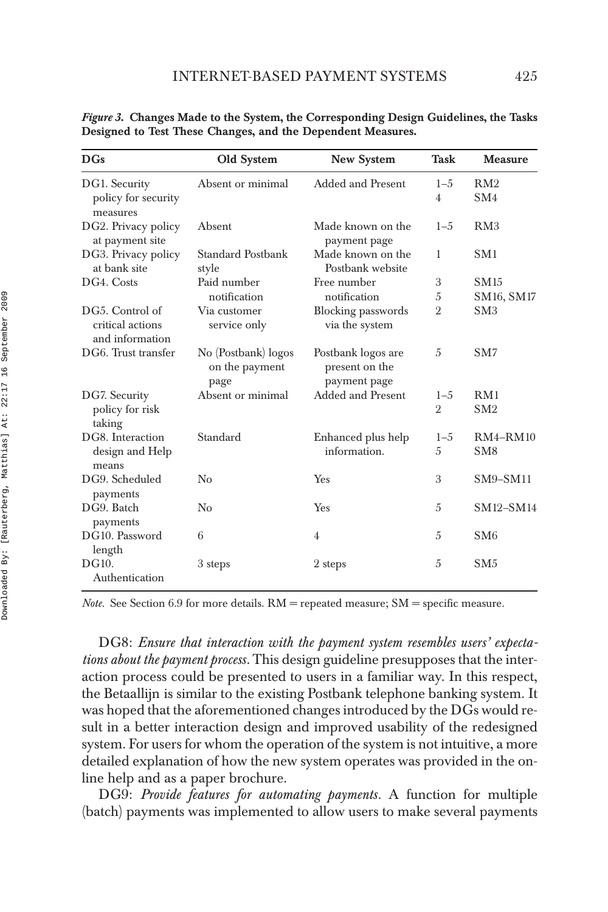*Figure 3.* **Changes Made to the System, the Corresponding Design Guidelines, the Tasks Designed to Test These Changes, and the Dependent Measures.**

| DGs | Old System | New System | Task | Measure |
|---|---|---|---|---|
| DG1. Security policy for security measures | Absent or minimal | Added and Present | 1–5<br>4 | RM2<br>SM4 |
| DG2. Privacy policy at payment site | Absent | Made known on the payment page | 1–5 | RM3 |
| DG3. Privacy policy at bank site | Standard Postbank style | Made known on the Postbank website | 1 | SM1 |
| DG4. Costs | Paid number notification | Free number notification | 3<br>5 | SM15<br>SM16, SM17 |
| DG5. Control of critical actions and information | Via customer service only | Blocking passwords via the system | 2 | SM3 |
| DG6. Trust transfer | No (Postbank) logos on the payment page | Postbank logos are present on the payment page | 5 | SM7 |
| DG7. Security policy for risk taking | Absent or minimal | Added and Present | 1–5<br>2 | RM1<br>SM2 |
| DG8. Interaction design and Help means | Standard | Enhanced plus help information. | 1–5<br>5 | RM4–RM10<br>SM8 |
| DG9. Scheduled payments | No | Yes | 3 | SM9–SM11 |
| DG9. Batch payments | No | Yes | 5 | SM12–SM14 |
| DG10. Password length | 6 | 4 | 5 | SM6 |
| DG10. Authentication | 3 steps | 2 steps | 5 | SM5 |

*Note.* See Section 6.9 for more details. RM = repeated measure; SM = specific measure.

DG8: *Ensure that interaction with the payment system resembles users' expectations about the payment process*. This design guideline presupposes that the interaction process could be presented to users in a familiar way. In this respect, the Betaallijn is similar to the existing Postbank telephone banking system. It was hoped that the aforementioned changes introduced by the DGs would result in a better interaction design and improved usability of the redesigned system. For users for whom the operation of the system is not intuitive, a more detailed explanation of how the new system operates was provided in the online help and as a paper brochure.

DG9: *Provide features for automating payments*. A function for multiple (batch) payments was implemented to allow users to make several payments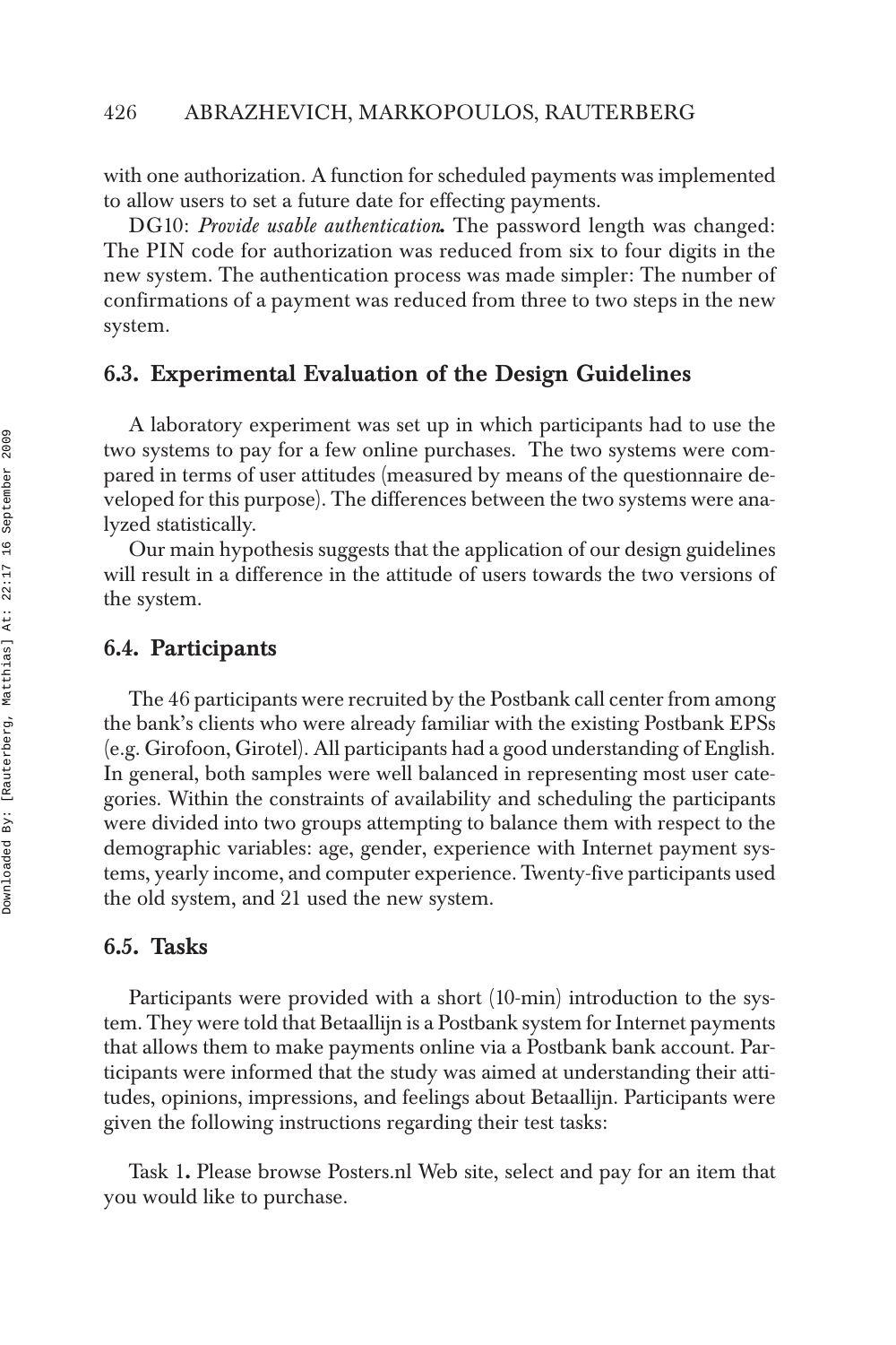with one authorization. A function for scheduled payments was implemented to allow users to set a future date for effecting payments.

DG10: *Provide usable authentication.* The password length was changed: The PIN code for authorization was reduced from six to four digits in the new system. The authentication process was made simpler: The number of confirmations of a payment was reduced from three to two steps in the new system.

## 6.3. Experimental Evaluation of the Design Guidelines

A laboratory experiment was set up in which participants had to use the two systems to pay for a few online purchases. The two systems were compared in terms of user attitudes (measured by means of the questionnaire developed for this purpose). The differences between the two systems were analyzed statistically.

Our main hypothesis suggests that the application of our design guidelines will result in a difference in the attitude of users towards the two versions of the system.

## 6.4. Participants

The 46 participants were recruited by the Postbank call center from among the bank's clients who were already familiar with the existing Postbank EPSs (e.g. Girofoon, Girotel). All participants had a good understanding of English. In general, both samples were well balanced in representing most user categories. Within the constraints of availability and scheduling the participants were divided into two groups attempting to balance them with respect to the demographic variables: age, gender, experience with Internet payment systems, yearly income, and computer experience. Twenty-five participants used the old system, and 21 used the new system.

## 6.5. Tasks

Participants were provided with a short (10-min) introduction to the system. They were told that Betaallijn is a Postbank system for Internet payments that allows them to make payments online via a Postbank bank account. Participants were informed that the study was aimed at understanding their attitudes, opinions, impressions, and feelings about Betaallijn. Participants were given the following instructions regarding their test tasks:

Task 1**.** Please browse Posters.nl Web site, select and pay for an item that you would like to purchase.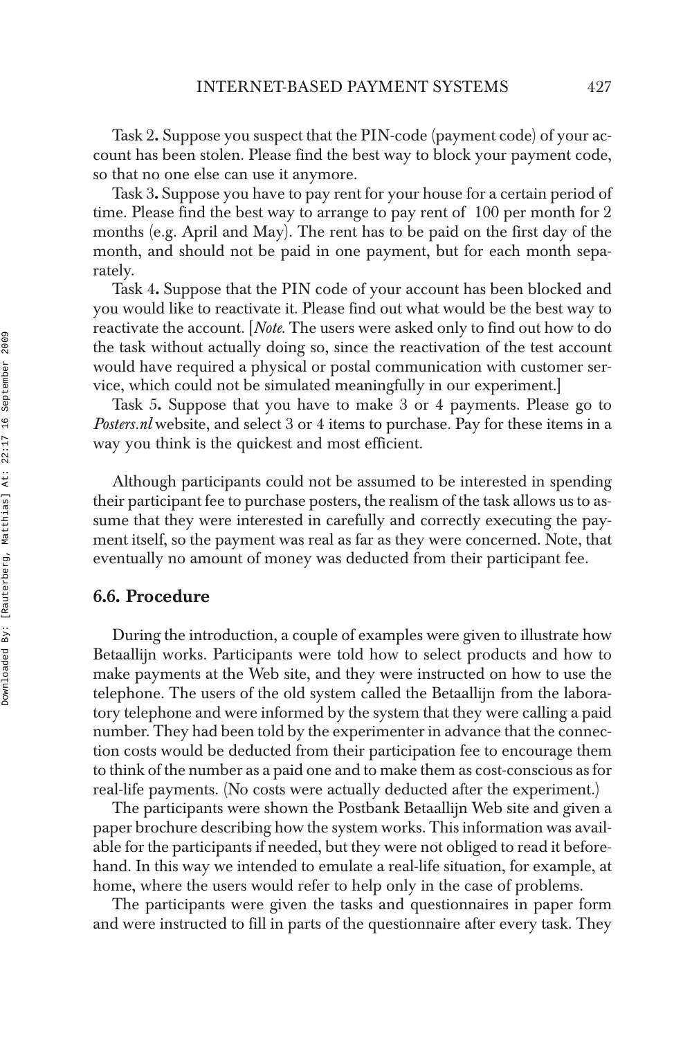Task 2**.** Suppose you suspect that the PIN-code (payment code) of your account has been stolen. Please find the best way to block your payment code, so that no one else can use it anymore.

Task 3**.** Suppose you have to pay rent for your house for a certain period of time. Please find the best way to arrange to pay rent of  100 per month for 2 months (e.g. April and May). The rent has to be paid on the first day of the month, and should not be paid in one payment, but for each month separately.

Task 4**.** Suppose that the PIN code of your account has been blocked and you would like to reactivate it. Please find out what would be the best way to reactivate the account. [*Note.* The users were asked only to find out how to do the task without actually doing so, since the reactivation of the test account would have required a physical or postal communication with customer service, which could not be simulated meaningfully in our experiment.]

Task 5**.** Suppose that you have to make 3 or 4 payments. Please go to *Posters.nl* website, and select 3 or 4 items to purchase. Pay for these items in a way you think is the quickest and most efficient.

Although participants could not be assumed to be interested in spending their participant fee to purchase posters, the realism of the task allows us to assume that they were interested in carefully and correctly executing the payment itself, so the payment was real as far as they were concerned. Note, that eventually no amount of money was deducted from their participant fee.

### 6.6. Procedure

During the introduction, a couple of examples were given to illustrate how Betaallijn works. Participants were told how to select products and how to make payments at the Web site, and they were instructed on how to use the telephone. The users of the old system called the Betaallijn from the laboratory telephone and were informed by the system that they were calling a paid number. They had been told by the experimenter in advance that the connection costs would be deducted from their participation fee to encourage them to think of the number as a paid one and to make them as cost-conscious as for real-life payments. (No costs were actually deducted after the experiment.)

The participants were shown the Postbank Betaallijn Web site and given a paper brochure describing how the system works. This information was available for the participants if needed, but they were not obliged to read it beforehand. In this way we intended to emulate a real-life situation, for example, at home, where the users would refer to help only in the case of problems.

The participants were given the tasks and questionnaires in paper form and were instructed to fill in parts of the questionnaire after every task. They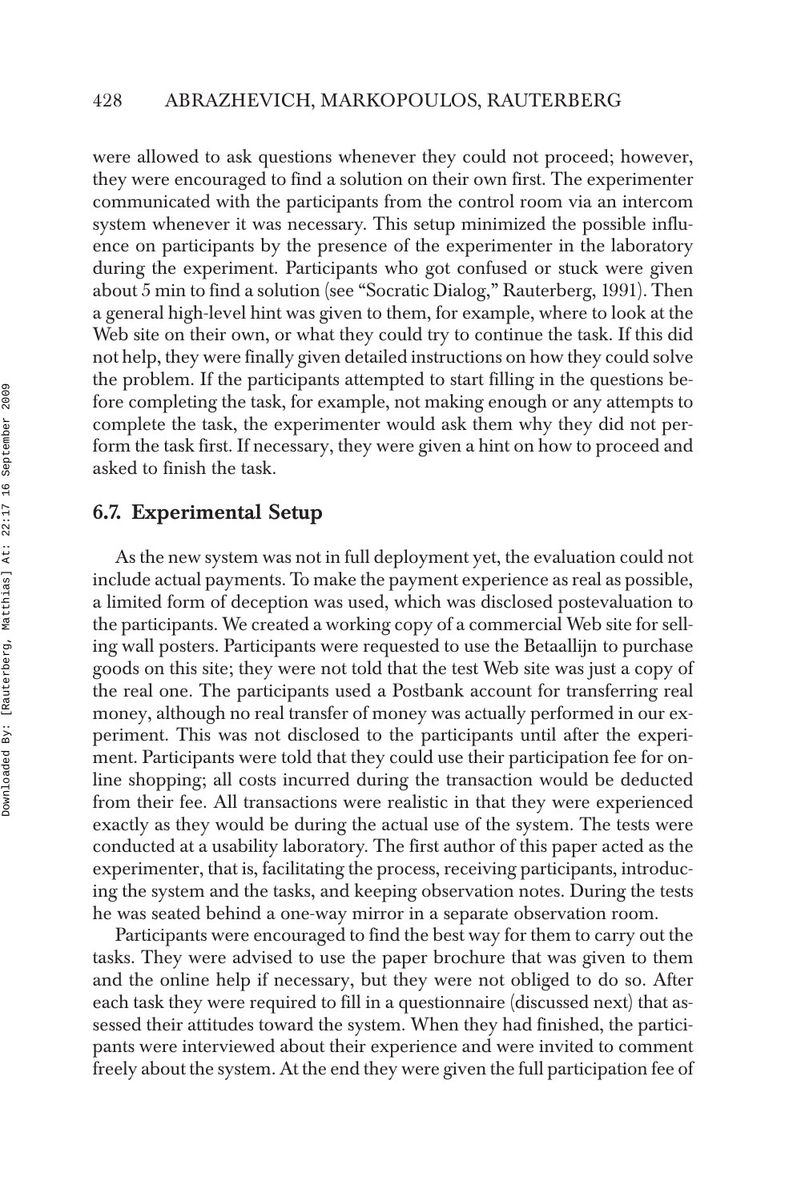were allowed to ask questions whenever they could not proceed; however, they were encouraged to find a solution on their own first. The experimenter communicated with the participants from the control room via an intercom system whenever it was necessary. This setup minimized the possible influence on participants by the presence of the experimenter in the laboratory during the experiment. Participants who got confused or stuck were given about 5 min to find a solution (see "Socratic Dialog," Rauterberg, 1991). Then a general high-level hint was given to them, for example, where to look at the Web site on their own, or what they could try to continue the task. If this did not help, they were finally given detailed instructions on how they could solve the problem. If the participants attempted to start filling in the questions before completing the task, for example, not making enough or any attempts to complete the task, the experimenter would ask them why they did not perform the task first. If necessary, they were given a hint on how to proceed and asked to finish the task.

### 6.7. Experimental Setup

As the new system was not in full deployment yet, the evaluation could not include actual payments. To make the payment experience as real as possible, a limited form of deception was used, which was disclosed postevaluation to the participants. We created a working copy of a commercial Web site for selling wall posters. Participants were requested to use the Betaallijn to purchase goods on this site; they were not told that the test Web site was just a copy of the real one. The participants used a Postbank account for transferring real money, although no real transfer of money was actually performed in our experiment. This was not disclosed to the participants until after the experiment. Participants were told that they could use their participation fee for online shopping; all costs incurred during the transaction would be deducted from their fee. All transactions were realistic in that they were experienced exactly as they would be during the actual use of the system. The tests were conducted at a usability laboratory. The first author of this paper acted as the experimenter, that is, facilitating the process, receiving participants, introducing the system and the tasks, and keeping observation notes. During the tests he was seated behind a one-way mirror in a separate observation room.

Participants were encouraged to find the best way for them to carry out the tasks. They were advised to use the paper brochure that was given to them and the online help if necessary, but they were not obliged to do so. After each task they were required to fill in a questionnaire (discussed next) that assessed their attitudes toward the system. When they had finished, the participants were interviewed about their experience and were invited to comment freely about the system. At the end they were given the full participation fee of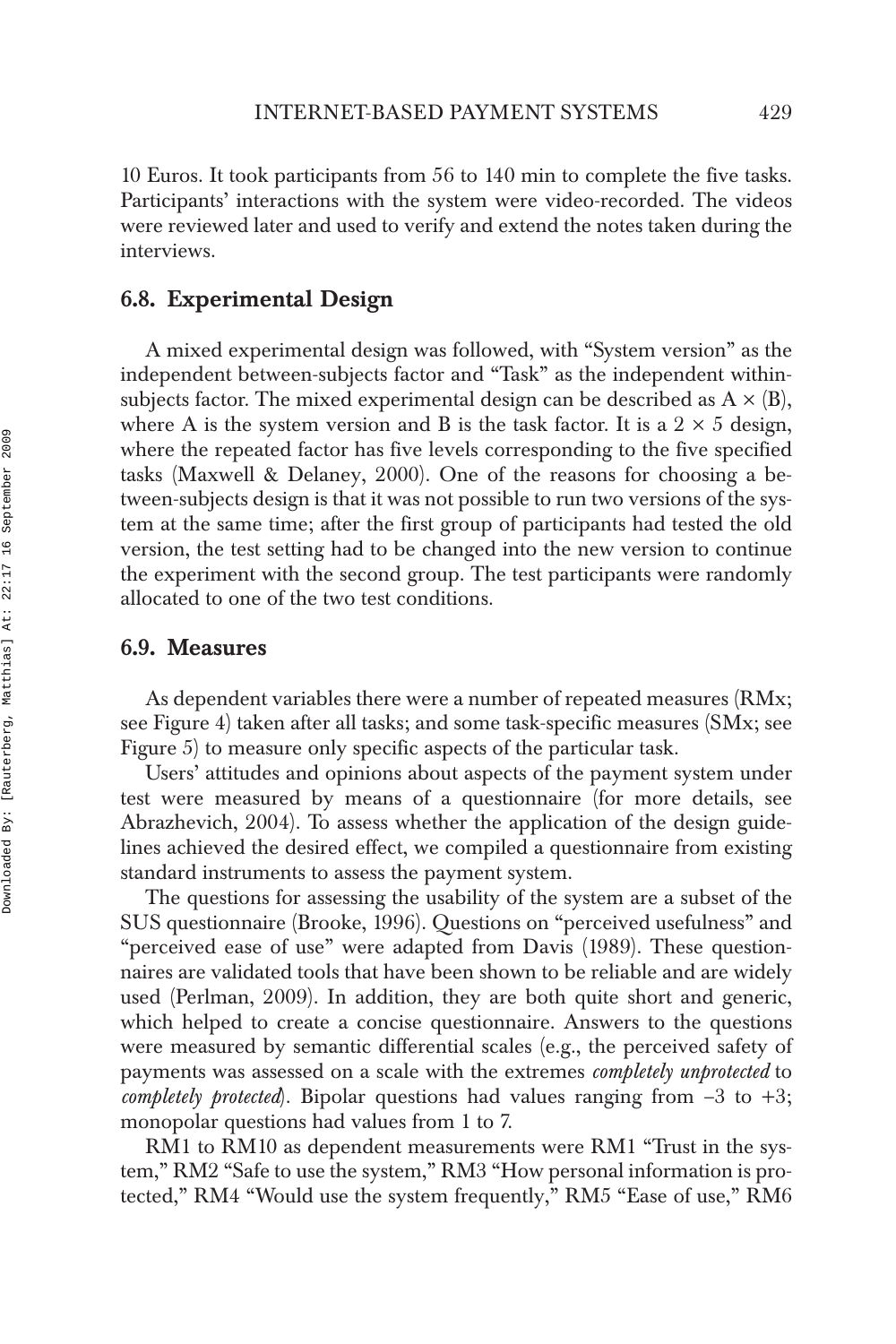10 Euros. It took participants from 56 to 140 min to complete the five tasks. Participants' interactions with the system were video-recorded. The videos were reviewed later and used to verify and extend the notes taken during the interviews.

## 6.8. Experimental Design

A mixed experimental design was followed, with "System version" as the independent between-subjects factor and "Task" as the independent within-subjects factor. The mixed experimental design can be described as $A \times (B)$, where A is the system version and B is the task factor. It is a $2 \times 5$ design, where the repeated factor has five levels corresponding to the five specified tasks (Maxwell & Delaney, 2000). One of the reasons for choosing a between-subjects design is that it was not possible to run two versions of the system at the same time; after the first group of participants had tested the old version, the test setting had to be changed into the new version to continue the experiment with the second group. The test participants were randomly allocated to one of the two test conditions.

## 6.9. Measures

As dependent variables there were a number of repeated measures (RMx; see Figure 4) taken after all tasks; and some task-specific measures (SMx; see Figure 5) to measure only specific aspects of the particular task.

Users' attitudes and opinions about aspects of the payment system under test were measured by means of a questionnaire (for more details, see Abrazhevich, 2004). To assess whether the application of the design guidelines achieved the desired effect, we compiled a questionnaire from existing standard instruments to assess the payment system.

The questions for assessing the usability of the system are a subset of the SUS questionnaire (Brooke, 1996). Questions on "perceived usefulness" and "perceived ease of use" were adapted from Davis (1989). These questionnaires are validated tools that have been shown to be reliable and are widely used (Perlman, 2009). In addition, they are both quite short and generic, which helped to create a concise questionnaire. Answers to the questions were measured by semantic differential scales (e.g., the perceived safety of payments was assessed on a scale with the extremes *completely unprotected* to *completely protected*). Bipolar questions had values ranging from $-3$ to $+3$; monopolar questions had values from 1 to 7.

RM1 to RM10 as dependent measurements were RM1 "Trust in the system," RM2 "Safe to use the system," RM3 "How personal information is protected," RM4 "Would use the system frequently," RM5 "Ease of use," RM6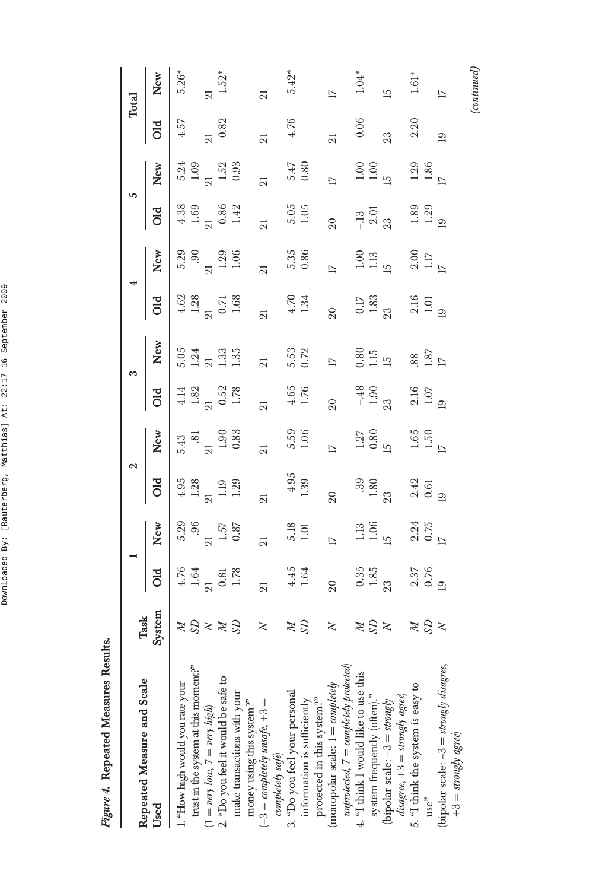***Figure 4.*** **Repeated Measures Results.**

| Repeated Measure and Scale Used | Task / System | 1 Old | 1 New | 2 Old | 2 New | 3 Old | 3 New | 4 Old | 4 New | 5 Old | 5 New | Total Old | Total New |
|---|---|---|---|---|---|---|---|---|---|---|---|---|---|
| 1. "How high would you rate your trust in the system at this moment?" | *M* | 4.76 | 5.29 | 4.95 | 5.43 | 4.14 | 5.05 | 4.62 | 5.29 | 4.38 | 5.24 | 4.57 | 5.26* |
| | *SD* | 1.64 | .96 | 1.28 | .81 | 1.82 | 1.24 | 1.28 | .90 | 1.69 | 1.09 | | |
| (1 = *very low*, 7 = *very high*) | *N* | 21 | 21 | 21 | 21 | 21 | 21 | 21 | 21 | 21 | 21 | 21 | 21 |
| 2. "Do you feel it would be safe to make transactions with your money using this system?" | *M* | 0.81 | 1.57 | 1.19 | 1.90 | 0.52 | 1.33 | 0.71 | 1.29 | 0.86 | 1.52 | 0.82 | 1.52* |
| | *SD* | 1.78 | 0.87 | 1.29 | 0.83 | 1.78 | 1.35 | 1.68 | 1.06 | 1.42 | 0.93 | | |
| (−3 = *completely unsafe*, +3 = *completely safe*) | *N* | 21 | 21 | 21 | 21 | 21 | 21 | 21 | 21 | 21 | 21 | 21 | 21 |
| 3. "Do you feel your personal information is sufficiently protected in this system?" | *M* | 4.45 | 5.18 | 4.95 | 5.59 | 4.65 | 5.53 | 4.70 | 5.35 | 5.05 | 5.47 | 4.76 | 5.42* |
| | *SD* | 1.64 | 1.01 | 1.39 | 1.06 | 1.76 | 0.72 | 1.34 | 0.86 | 1.05 | 0.80 | | |
| (monopolar scale: 1 = *completely unprotected*, 7 = *completely protected*) | *N* | 20 | 17 | 20 | 17 | 20 | 17 | 20 | 17 | 20 | 17 | 21 | 17 |
| 4. "I think I would like to use this system frequently (often)." | *M* | 0.35 | 1.13 | .39 | 1.27 | −.48 | 0.80 | 0.17 | 1.00 | −.13 | 1.00 | 0.06 | 1.04* |
| | *SD* | 1.85 | 1.06 | 1.80 | 0.80 | 1.90 | 1.15 | 1.83 | 1.13 | 2.01 | 1.00 | | |
| (bipolar scale: −3 = *strongly disagree*, +3 = *strongly agree*) | *N* | 23 | 15 | 23 | 15 | 23 | 15 | 23 | 15 | 23 | 15 | 23 | 15 |
| 5. "I think the system is easy to use" | *M* | 2.37 | 2.24 | 2.42 | 1.65 | 2.16 | .88 | 2.16 | 2.00 | 1.89 | 1.29 | 2.20 | 1.61* |
| | *SD* | 0.76 | 0.75 | 0.61 | 1.50 | 1.07 | 1.87 | 1.01 | 1.17 | 1.29 | 1.86 | | |
| (bipolar scale: −3 = *strongly disagree*, +3 = *strongly agree*) | *N* | 19 | 17 | 19 | 17 | 19 | 17 | 19 | 17 | 19 | 17 | 19 | 17 |

*(continued)*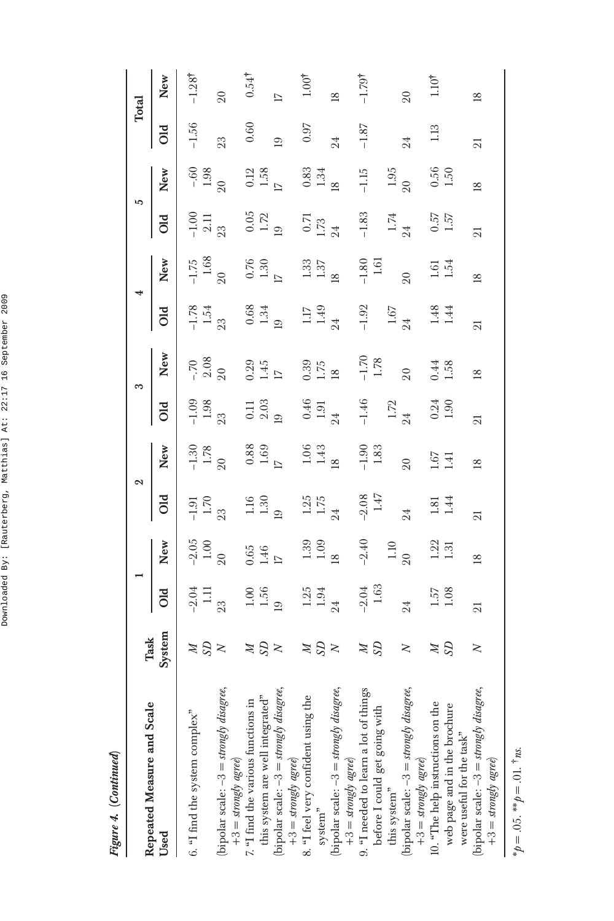*Figure 4.* (*Continued*)

| Repeated Measure and Scale Used | Task System | 1 Old | 1 New | 2 Old | 2 New | 3 Old | 3 New | 4 Old | 4 New | 5 Old | 5 New | Total Old | Total New |
|---|---|---|---|---|---|---|---|---|---|---|---|---|---|
| 6. "I find the system complex" | *M* | −2.04 | −2.05 | −1.91 | −1.30 | −1.09 | −.70 | −1.78 | −1.75 | −1.00 | −.60 | −1.56 | −1.28† |
| | *SD* | 1.11 | 1.00 | 1.70 | 1.78 | 1.98 | 2.08 | 1.54 | 1.68 | 2.11 | 1.98 | | |
| (bipolar scale: −3 = *strongly disagree*, +3 = *strongly agree*) | *N* | 23 | 20 | 23 | 20 | 23 | 20 | 23 | 20 | 23 | 20 | 23 | 20 |
| 7. "I find the various functions in this system are well integrated" | *M* | 1.00 | 0.65 | 1.16 | 0.88 | 0.11 | 0.29 | 0.68 | 0.76 | 0.05 | 0.12 | 0.60 | 0.54† |
| | *SD* | 1.56 | 1.46 | 1.30 | 1.69 | 2.03 | 1.45 | 1.34 | 1.30 | 1.72 | 1.58 | | |
| (bipolar scale: −3 = *strongly disagree*, +3 = *strongly agree*) | *N* | 19 | 17 | 19 | 17 | 19 | 17 | 19 | 17 | 19 | 17 | 19 | 17 |
| 8. "I feel very confident using the system" | *M* | 1.25 | 1.39 | 1.25 | 1.06 | 0.46 | 0.39 | 1.17 | 1.33 | 0.71 | 0.83 | 0.97 | 1.00† |
| | *SD* | 1.94 | 1.09 | 1.75 | 1.43 | 1.91 | 1.75 | 1.49 | 1.37 | 1.73 | 1.34 | | |
| (bipolar scale: −3 = *strongly disagree*, +3 = *strongly agree*) | *N* | 24 | 18 | 24 | 18 | 24 | 18 | 24 | 18 | 24 | 18 | 24 | 18 |
| 9. "I needed to learn a lot of things before I could get going with this system" | *M* | −2.04 | −2.40 | −2.08 | −1.90 | −1.46 | −1.70 | −1.92 | −1.80 | −1.83 | −1.15 | −1.87 | −1.79† |
| | *SD* | 1.63 | 1.10 | 1.47 | 1.83 | 1.72 | 1.78 | 1.67 | 1.61 | 1.74 | 1.95 | | |
| (bipolar scale: −3 = *strongly disagree*, +3 = *strongly agree*) | *N* | 24 | 20 | 24 | 20 | 24 | 20 | 24 | 20 | 24 | 20 | 24 | 20 |
| 10. "The help instructions on the web page and in the brochure were useful for the task" | *M* | 1.57 | 1.22 | 1.81 | 1.67 | 0.24 | 0.44 | 1.48 | 1.61 | 0.57 | 0.56 | 1.13 | 1.10† |
| | *SD* | 1.08 | 1.31 | 1.44 | 1.41 | 1.90 | 1.58 | 1.44 | 1.54 | 1.57 | 1.50 | | |
| (bipolar scale: −3 = *strongly disagree*, +3 = *strongly agree*) | *N* | 21 | 18 | 21 | 18 | 21 | 18 | 21 | 18 | 21 | 18 | 21 | 18 |

*$p = .05$. **$p = .01$. †*ns*.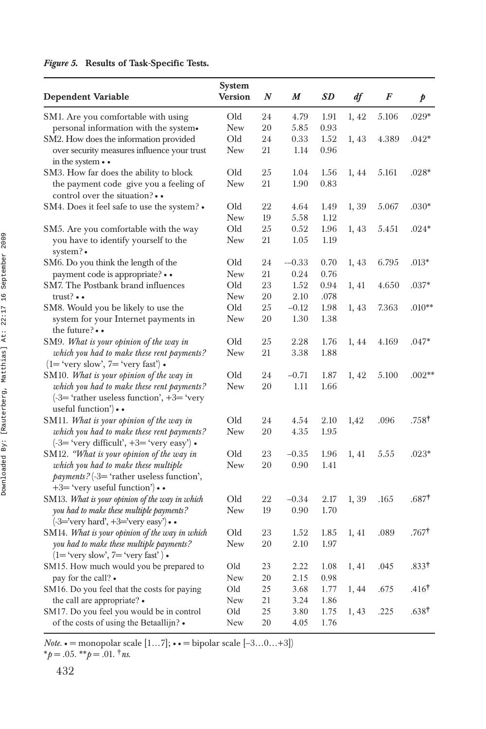*Figure 5.* **Results of Task-Specific Tests.**

| Dependent Variable | System Version | *N* | *M* | *SD* | *df* | *F* | *p* |
|---|---|---|---|---|---|---|---|
| SM1. Are you comfortable with using personal information with the system• | Old | 24 | 4.79 | 1.91 | 1, 42 | 5.106 | .029* |
| | New | 20 | 5.85 | 0.93 | | | |
| SM2. How does the information provided over security measures influence your trust in the system • • | Old | 24 | 0.33 | 1.52 | 1, 43 | 4.389 | .042* |
| | New | 21 | 1.14 | 0.96 | | | |
| SM3. How far does the ability to block the payment code give you a feeling of control over the situation? • • | Old | 25 | 1.04 | 1.56 | 1, 44 | 5.161 | .028* |
| | New | 21 | 1.90 | 0.83 | | | |
| SM4. Does it feel safe to use the system? • | Old | 22 | 4.64 | 1.49 | 1, 39 | 5.067 | .030* |
| | New | 19 | 5.58 | 1.12 | | | |
| SM5. Are you comfortable with the way you have to identify yourself to the system? • | Old | 25 | 0.52 | 1.96 | 1, 43 | 5.451 | .024* |
| | New | 21 | 1.05 | 1.19 | | | |
| SM6. Do you think the length of the payment code is appropriate? • • | Old | 24 | -–0.33 | 0.70 | 1, 43 | 6.795 | .013* |
| | New | 21 | 0.24 | 0.76 | | | |
| SM7. The Postbank brand influences trust? • • | Old | 23 | 1.52 | 0.94 | 1, 41 | 4.650 | .037* |
| | New | 20 | 2.10 | .078 | | | |
| SM8. Would you be likely to use the system for your Internet payments in the future? • • | Old | 25 | –0.12 | 1.98 | 1, 43 | 7.363 | .010** |
| | New | 20 | 1.30 | 1.38 | | | |
| SM9. *What is your opinion of the way in which you had to make these rent payments?* (1= 'very slow', 7= 'very fast') • | Old | 25 | 2.28 | 1.76 | 1, 44 | 4.169 | .047* |
| | New | 21 | 3.38 | 1.88 | | | |
| SM10. *What is your opinion of the way in which you had to make these rent payments?* (-3= 'rather useless function', +3= 'very useful function') • • | Old | 24 | –0.71 | 1.87 | 1, 42 | 5.100 | .002** |
| | New | 20 | 1.11 | 1.66 | | | |
| SM11. *What is your opinion of the way in which you had to make these rent payments?* (-3= 'very difficult', +3= 'very easy') • | Old | 24 | 4.54 | 2.10 | 1,42 | .096 | .758† |
| | New | 20 | 4.35 | 1.95 | | | |
| SM12. *"What is your opinion of the way in which you had to make these multiple payments?* (-3= 'rather useless function', +3= 'very useful function') • • | Old | 23 | –0.35 | 1.96 | 1, 41 | 5.55 | .023* |
| | New | 20 | 0.90 | 1.41 | | | |
| SM13. *What is your opinion of the way in which you had to make these multiple payments?* (-3='very hard', +3='very easy') • • | Old | 22 | –0.34 | 2.17 | 1, 39 | .165 | .687† |
| | New | 19 | 0.90 | 1.70 | | | |
| SM14. *What is your opinion of the way in which you had to make these multiple payments?* (1= 'very slow', 7= 'very fast' ) • | Old | 23 | 1.52 | 1.85 | 1, 41 | .089 | .767† |
| | New | 20 | 2.10 | 1.97 | | | |
| SM15. How much would you be prepared to pay for the call? • | Old | 23 | 2.22 | 1.08 | 1, 41 | .045 | .833† |
| | New | 20 | 2.15 | 0.98 | | | |
| SM16. Do you feel that the costs for paying the call are appropriate? • | Old | 25 | 3.68 | 1.77 | 1, 44 | .675 | .416† |
| | New | 21 | 3.24 | 1.86 | | | |
| SM17. Do you feel you would be in control of the costs of using the Betaallijn? • | Old | 25 | 3.80 | 1.75 | 1, 43 | .225 | .638† |
| | New | 20 | 4.05 | 1.76 | | | |

*Note.* • = monopolar scale [1…7]; • • = bipolar scale [–3…0…+3])
*$p$ = .05. **$p$ = .01. † *ns.*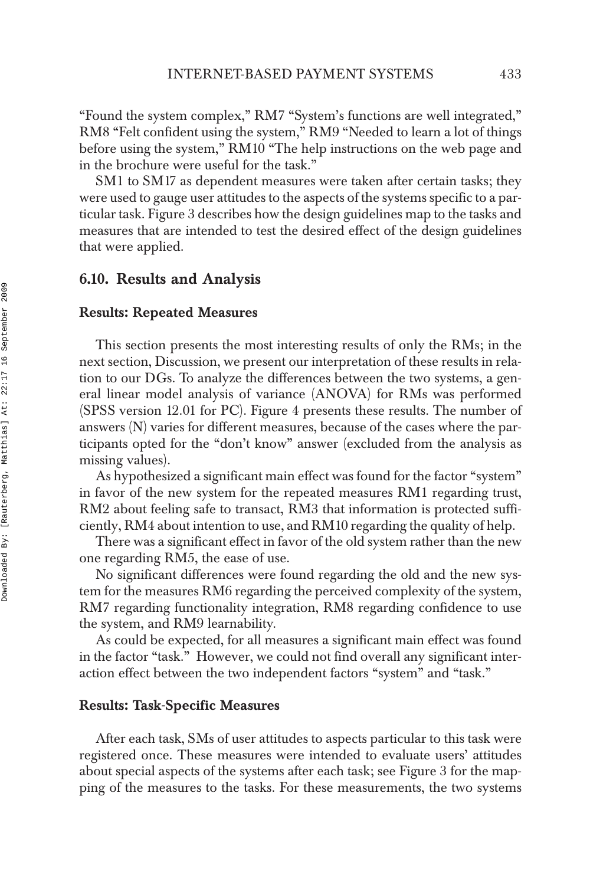"Found the system complex," RM7 "System's functions are well integrated," RM8 "Felt confident using the system," RM9 "Needed to learn a lot of things before using the system," RM10 "The help instructions on the web page and in the brochure were useful for the task."

SM1 to SM17 as dependent measures were taken after certain tasks; they were used to gauge user attitudes to the aspects of the systems specific to a particular task. Figure 3 describes how the design guidelines map to the tasks and measures that are intended to test the desired effect of the design guidelines that were applied.

## 6.10. Results and Analysis

### Results: Repeated Measures

This section presents the most interesting results of only the RMs; in the next section, Discussion, we present our interpretation of these results in relation to our DGs. To analyze the differences between the two systems, a general linear model analysis of variance (ANOVA) for RMs was performed (SPSS version 12.01 for PC). Figure 4 presents these results. The number of answers (N) varies for different measures, because of the cases where the participants opted for the "don't know" answer (excluded from the analysis as missing values).

As hypothesized a significant main effect was found for the factor "system" in favor of the new system for the repeated measures RM1 regarding trust, RM2 about feeling safe to transact, RM3 that information is protected sufficiently, RM4 about intention to use, and RM10 regarding the quality of help.

There was a significant effect in favor of the old system rather than the new one regarding RM5, the ease of use.

No significant differences were found regarding the old and the new system for the measures RM6 regarding the perceived complexity of the system, RM7 regarding functionality integration, RM8 regarding confidence to use the system, and RM9 learnability.

As could be expected, for all measures a significant main effect was found in the factor "task." However, we could not find overall any significant interaction effect between the two independent factors "system" and "task."

### Results: Task-Specific Measures

After each task, SMs of user attitudes to aspects particular to this task were registered once. These measures were intended to evaluate users' attitudes about special aspects of the systems after each task; see Figure 3 for the mapping of the measures to the tasks. For these measurements, the two systems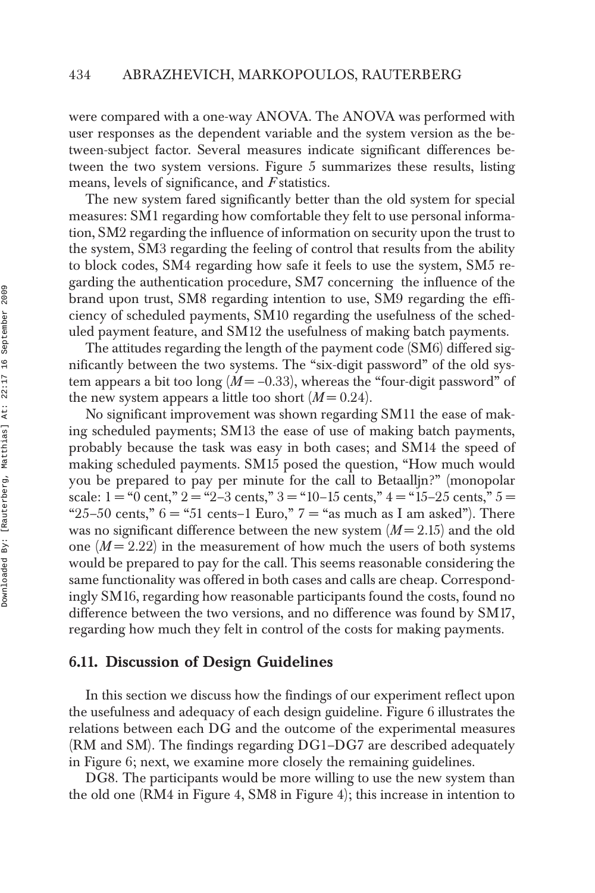were compared with a one-way ANOVA. The ANOVA was performed with user responses as the dependent variable and the system version as the between-subject factor. Several measures indicate significant differences between the two system versions. Figure 5 summarizes these results, listing means, levels of significance, and *F* statistics.

The new system fared significantly better than the old system for special measures: SM1 regarding how comfortable they felt to use personal information, SM2 regarding the influence of information on security upon the trust to the system, SM3 regarding the feeling of control that results from the ability to block codes, SM4 regarding how safe it feels to use the system, SM5 regarding the authentication procedure, SM7 concerning the influence of the brand upon trust, SM8 regarding intention to use, SM9 regarding the efficiency of scheduled payments, SM10 regarding the usefulness of the scheduled payment feature, and SM12 the usefulness of making batch payments.

The attitudes regarding the length of the payment code (SM6) differed significantly between the two systems. The "six-digit password" of the old system appears a bit too long ($M = -0.33$), whereas the "four-digit password" of the new system appears a little too short ($M = 0.24$).

No significant improvement was shown regarding SM11 the ease of making scheduled payments; SM13 the ease of use of making batch payments, probably because the task was easy in both cases; and SM14 the speed of making scheduled payments. SM15 posed the question, "How much would you be prepared to pay per minute for the call to Betaalljn?" (monopolar scale: 1 = "0 cent," 2 = "2–3 cents," 3 = "10–15 cents," 4 = "15–25 cents," 5 = "25–50 cents," 6 = "51 cents–1 Euro," 7 = "as much as I am asked"). There was no significant difference between the new system ($M = 2.15$) and the old one ($M = 2.22$) in the measurement of how much the users of both systems would be prepared to pay for the call. This seems reasonable considering the same functionality was offered in both cases and calls are cheap. Correspondingly SM16, regarding how reasonable participants found the costs, found no difference between the two versions, and no difference was found by SM17, regarding how much they felt in control of the costs for making payments.

### 6.11. Discussion of Design Guidelines

In this section we discuss how the findings of our experiment reflect upon the usefulness and adequacy of each design guideline. Figure 6 illustrates the relations between each DG and the outcome of the experimental measures (RM and SM). The findings regarding DG1–DG7 are described adequately in Figure 6; next, we examine more closely the remaining guidelines.

DG8. The participants would be more willing to use the new system than the old one (RM4 in Figure 4, SM8 in Figure 4); this increase in intention to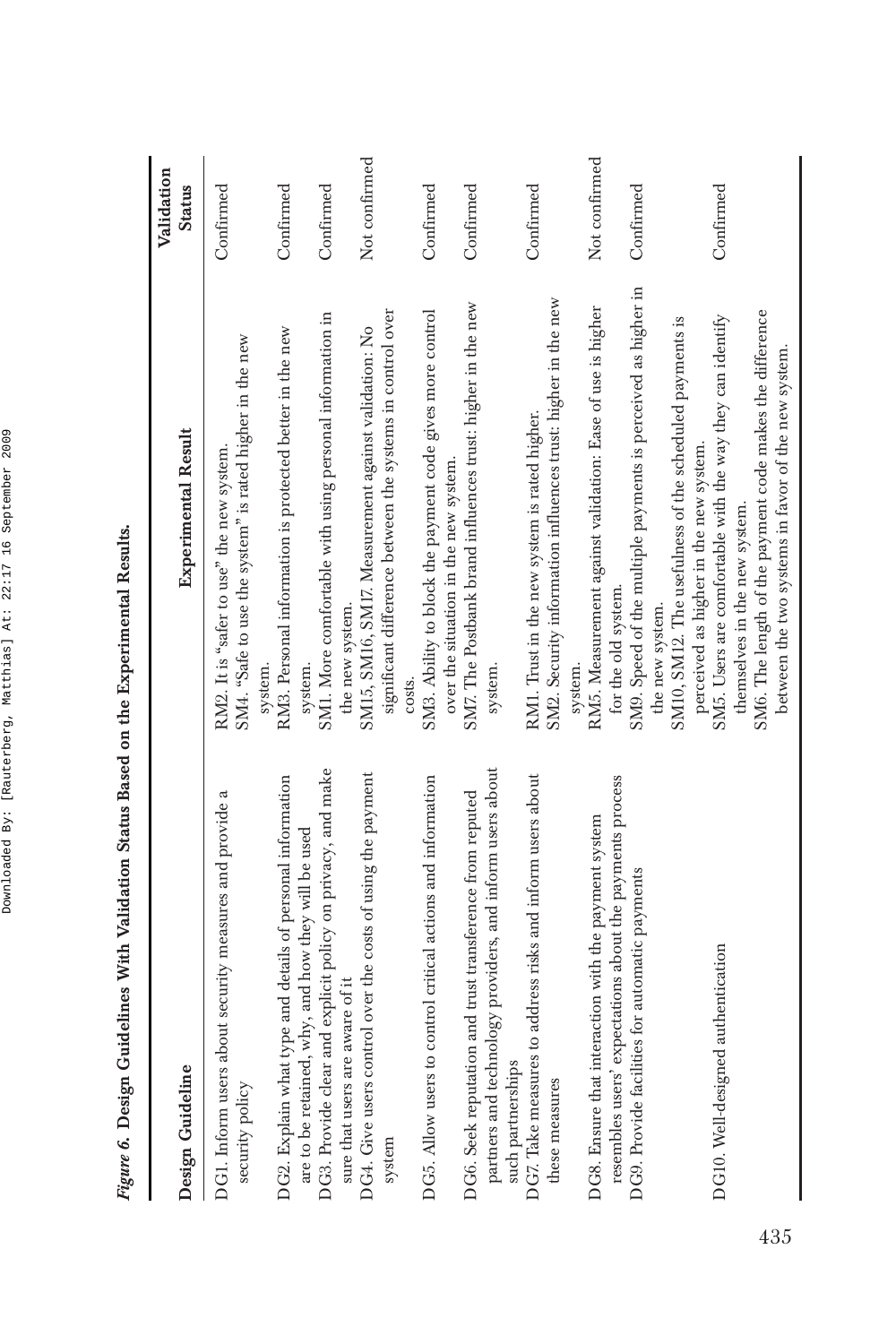*Figure 6.* **Design Guidelines With Validation Status Based on the Experimental Results.**

| Design Guideline | Experimental Result | Validation Status |
|---|---|---|
| DG1. Inform users about security measures and provide a security policy | RM2. It is "safer to use" the new system. SM4. "Safe to use the system" is rated higher in the new system. | Confirmed |
| DG2. Explain what type and details of personal information are to be retained, why, and how they will be used | RM3. Personal information is protected better in the new system. | Confirmed |
| DG3. Provide clear and explicit policy on privacy, and make sure that users are aware of it | SM1. More comfortable with using personal information in the new system. | Confirmed |
| DG4. Give users control over the costs of using the payment system | SM15, SM16, SM17. Measurement against validation: No significant difference between the systems in control over costs. | Not confirmed |
| DG5. Allow users to control critical actions and information | SM3. Ability to block the payment code gives more control over the situation in the new system. | Confirmed |
| DG6. Seek reputation and trust transference from reputed partners and technology providers, and inform users about such partnerships | SM7. The Postbank brand influences trust: higher in the new system. | Confirmed |
| DG7. Take measures to address risks and inform users about these measures | RM1. Trust in the new system is rated higher. SM2. Security information influences trust: higher in the new system. | Confirmed |
| DG8. Ensure that interaction with the payment system resembles users' expectations about the payments process | RM5. Measurement against validation: Ease of use is higher for the old system. | Not confirmed |
| DG9. Provide facilities for automatic payments | SM9. Speed of the multiple payments is perceived as higher in the new system. SM10, SM12. The usefulness of the scheduled payments is perceived as higher in the new system. | Confirmed |
| DG10. Well-designed authentication | SM5. Users are comfortable with the way they can identify themselves in the new system. SM6. The length of the payment code makes the difference between the two systems in favor of the new system. | Confirmed |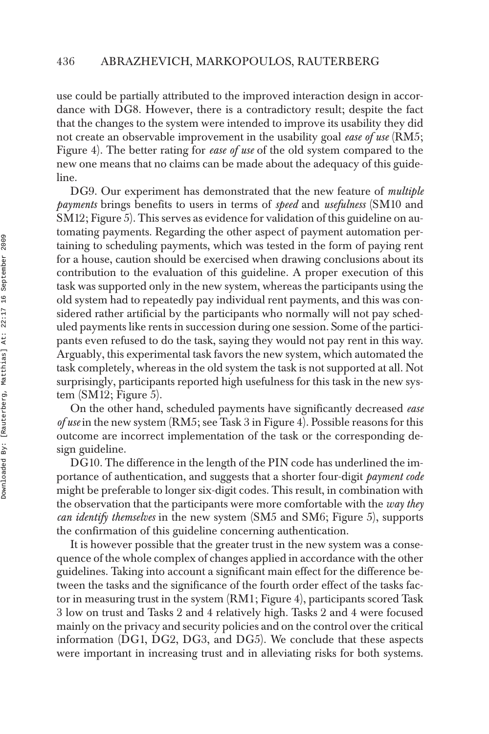use could be partially attributed to the improved interaction design in accordance with DG8. However, there is a contradictory result; despite the fact that the changes to the system were intended to improve its usability they did not create an observable improvement in the usability goal *ease of use* (RM5; Figure 4). The better rating for *ease of use* of the old system compared to the new one means that no claims can be made about the adequacy of this guideline.

DG9. Our experiment has demonstrated that the new feature of *multiple payments* brings benefits to users in terms of *speed* and *usefulness* (SM10 and SM12; Figure 5). This serves as evidence for validation of this guideline on automating payments. Regarding the other aspect of payment automation pertaining to scheduling payments, which was tested in the form of paying rent for a house, caution should be exercised when drawing conclusions about its contribution to the evaluation of this guideline. A proper execution of this task was supported only in the new system, whereas the participants using the old system had to repeatedly pay individual rent payments, and this was considered rather artificial by the participants who normally will not pay scheduled payments like rents in succession during one session. Some of the participants even refused to do the task, saying they would not pay rent in this way. Arguably, this experimental task favors the new system, which automated the task completely, whereas in the old system the task is not supported at all. Not surprisingly, participants reported high usefulness for this task in the new system (SM12; Figure 5).

On the other hand, scheduled payments have significantly decreased *ease of use* in the new system (RM5; see Task 3 in Figure 4). Possible reasons for this outcome are incorrect implementation of the task or the corresponding design guideline.

DG10. The difference in the length of the PIN code has underlined the importance of authentication, and suggests that a shorter four-digit *payment code* might be preferable to longer six-digit codes. This result, in combination with the observation that the participants were more comfortable with the *way they can identify themselves* in the new system (SM5 and SM6; Figure 5), supports the confirmation of this guideline concerning authentication.

It is however possible that the greater trust in the new system was a consequence of the whole complex of changes applied in accordance with the other guidelines. Taking into account a significant main effect for the difference between the tasks and the significance of the fourth order effect of the tasks factor in measuring trust in the system (RM1; Figure 4), participants scored Task 3 low on trust and Tasks 2 and 4 relatively high. Tasks 2 and 4 were focused mainly on the privacy and security policies and on the control over the critical information (DG1, DG2, DG3, and DG5). We conclude that these aspects were important in increasing trust and in alleviating risks for both systems.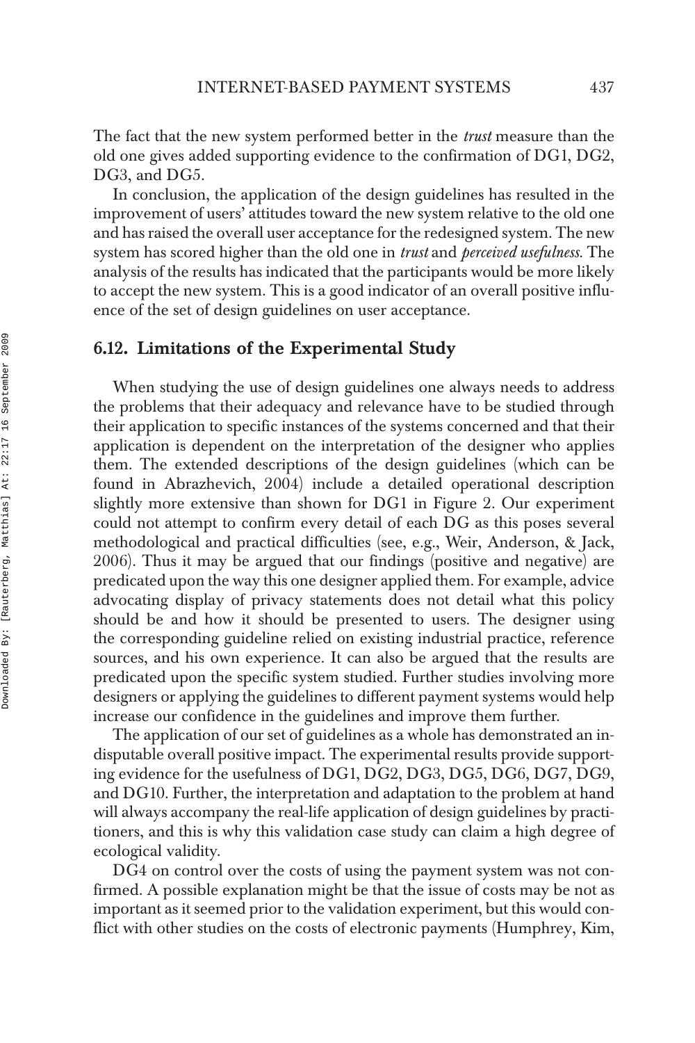The fact that the new system performed better in the *trust* measure than the old one gives added supporting evidence to the confirmation of DG1, DG2, DG3, and DG5.

In conclusion, the application of the design guidelines has resulted in the improvement of users' attitudes toward the new system relative to the old one and has raised the overall user acceptance for the redesigned system. The new system has scored higher than the old one in *trust* and *perceived usefulness.* The analysis of the results has indicated that the participants would be more likely to accept the new system. This is a good indicator of an overall positive influence of the set of design guidelines on user acceptance.

## 6.12. Limitations of the Experimental Study

When studying the use of design guidelines one always needs to address the problems that their adequacy and relevance have to be studied through their application to specific instances of the systems concerned and that their application is dependent on the interpretation of the designer who applies them. The extended descriptions of the design guidelines (which can be found in Abrazhevich, 2004) include a detailed operational description slightly more extensive than shown for DG1 in Figure 2. Our experiment could not attempt to confirm every detail of each DG as this poses several methodological and practical difficulties (see, e.g., Weir, Anderson, & Jack, 2006). Thus it may be argued that our findings (positive and negative) are predicated upon the way this one designer applied them. For example, advice advocating display of privacy statements does not detail what this policy should be and how it should be presented to users. The designer using the corresponding guideline relied on existing industrial practice, reference sources, and his own experience. It can also be argued that the results are predicated upon the specific system studied. Further studies involving more designers or applying the guidelines to different payment systems would help increase our confidence in the guidelines and improve them further.

The application of our set of guidelines as a whole has demonstrated an indisputable overall positive impact. The experimental results provide supporting evidence for the usefulness of DG1, DG2, DG3, DG5, DG6, DG7, DG9, and DG10. Further, the interpretation and adaptation to the problem at hand will always accompany the real-life application of design guidelines by practitioners, and this is why this validation case study can claim a high degree of ecological validity.

DG4 on control over the costs of using the payment system was not confirmed. A possible explanation might be that the issue of costs may be not as important as it seemed prior to the validation experiment, but this would conflict with other studies on the costs of electronic payments (Humphrey, Kim,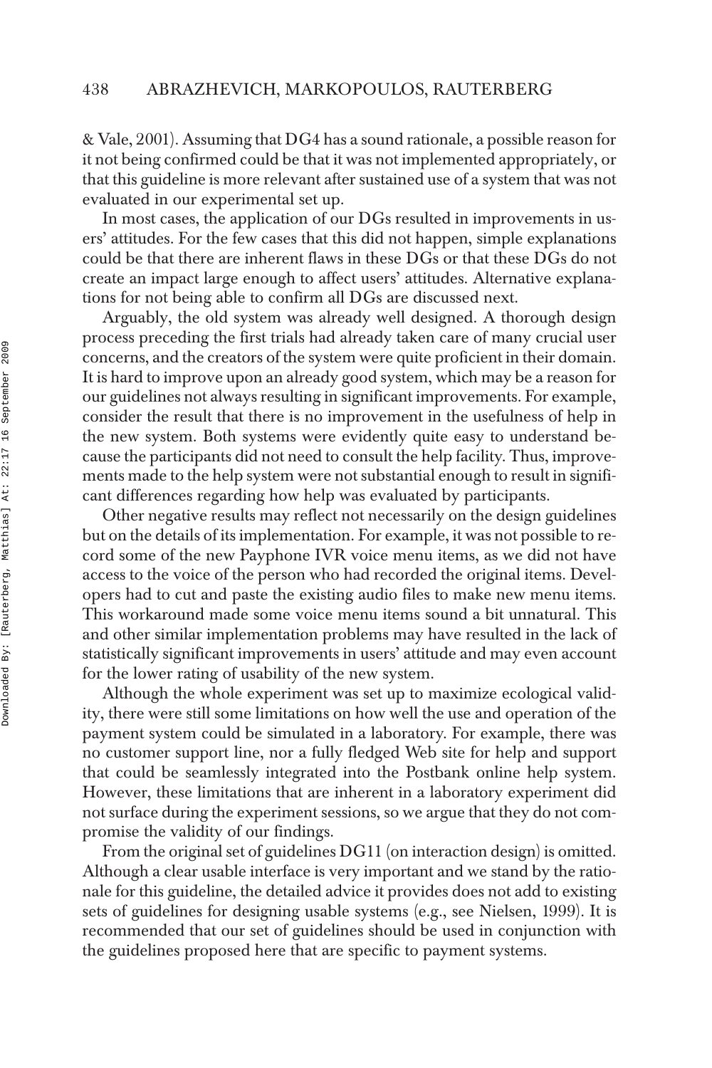& Vale, 2001). Assuming that DG4 has a sound rationale, a possible reason for it not being confirmed could be that it was not implemented appropriately, or that this guideline is more relevant after sustained use of a system that was not evaluated in our experimental set up.

In most cases, the application of our DGs resulted in improvements in users' attitudes. For the few cases that this did not happen, simple explanations could be that there are inherent flaws in these DGs or that these DGs do not create an impact large enough to affect users' attitudes. Alternative explanations for not being able to confirm all DGs are discussed next.

Arguably, the old system was already well designed. A thorough design process preceding the first trials had already taken care of many crucial user concerns, and the creators of the system were quite proficient in their domain. It is hard to improve upon an already good system, which may be a reason for our guidelines not always resulting in significant improvements. For example, consider the result that there is no improvement in the usefulness of help in the new system. Both systems were evidently quite easy to understand because the participants did not need to consult the help facility. Thus, improvements made to the help system were not substantial enough to result in significant differences regarding how help was evaluated by participants.

Other negative results may reflect not necessarily on the design guidelines but on the details of its implementation. For example, it was not possible to record some of the new Payphone IVR voice menu items, as we did not have access to the voice of the person who had recorded the original items. Developers had to cut and paste the existing audio files to make new menu items. This workaround made some voice menu items sound a bit unnatural. This and other similar implementation problems may have resulted in the lack of statistically significant improvements in users' attitude and may even account for the lower rating of usability of the new system.

Although the whole experiment was set up to maximize ecological validity, there were still some limitations on how well the use and operation of the payment system could be simulated in a laboratory. For example, there was no customer support line, nor a fully fledged Web site for help and support that could be seamlessly integrated into the Postbank online help system. However, these limitations that are inherent in a laboratory experiment did not surface during the experiment sessions, so we argue that they do not compromise the validity of our findings.

From the original set of guidelines DG11 (on interaction design) is omitted. Although a clear usable interface is very important and we stand by the rationale for this guideline, the detailed advice it provides does not add to existing sets of guidelines for designing usable systems (e.g., see Nielsen, 1999). It is recommended that our set of guidelines should be used in conjunction with the guidelines proposed here that are specific to payment systems.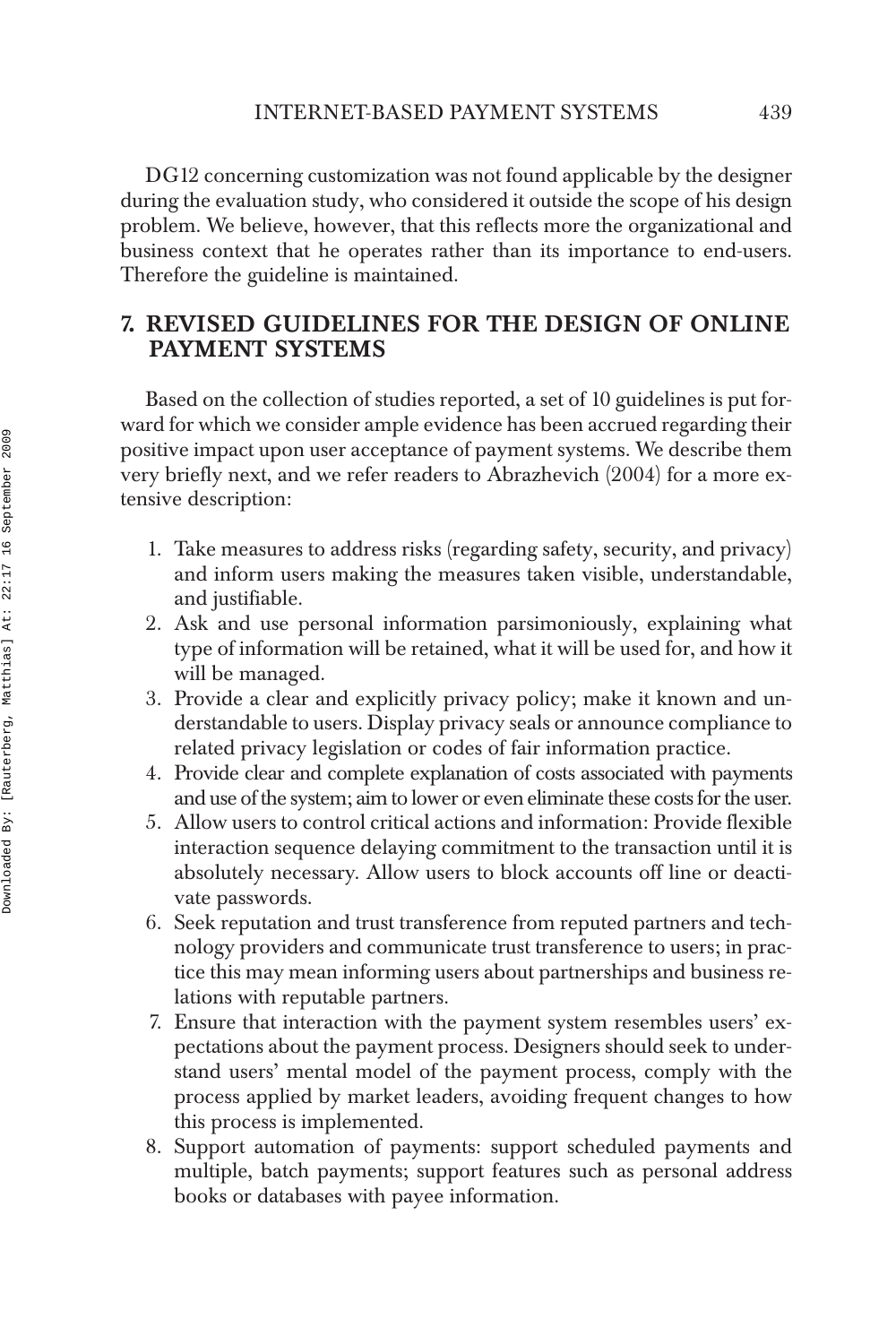DG12 concerning customization was not found applicable by the designer during the evaluation study, who considered it outside the scope of his design problem. We believe, however, that this reflects more the organizational and business context that he operates rather than its importance to end-users. Therefore the guideline is maintained.

## 7. REVISED GUIDELINES FOR THE DESIGN OF ONLINE PAYMENT SYSTEMS

Based on the collection of studies reported, a set of 10 guidelines is put forward for which we consider ample evidence has been accrued regarding their positive impact upon user acceptance of payment systems. We describe them very briefly next, and we refer readers to Abrazhevich (2004) for a more extensive description:

1. Take measures to address risks (regarding safety, security, and privacy) and inform users making the measures taken visible, understandable, and justifiable.
2. Ask and use personal information parsimoniously, explaining what type of information will be retained, what it will be used for, and how it will be managed.
3. Provide a clear and explicitly privacy policy; make it known and understandable to users. Display privacy seals or announce compliance to related privacy legislation or codes of fair information practice.
4. Provide clear and complete explanation of costs associated with payments and use of the system; aim to lower or even eliminate these costs for the user.
5. Allow users to control critical actions and information: Provide flexible interaction sequence delaying commitment to the transaction until it is absolutely necessary. Allow users to block accounts off line or deactivate passwords.
6. Seek reputation and trust transference from reputed partners and technology providers and communicate trust transference to users; in practice this may mean informing users about partnerships and business relations with reputable partners.
7. Ensure that interaction with the payment system resembles users' expectations about the payment process. Designers should seek to understand users' mental model of the payment process, comply with the process applied by market leaders, avoiding frequent changes to how this process is implemented.
8. Support automation of payments: support scheduled payments and multiple, batch payments; support features such as personal address books or databases with payee information.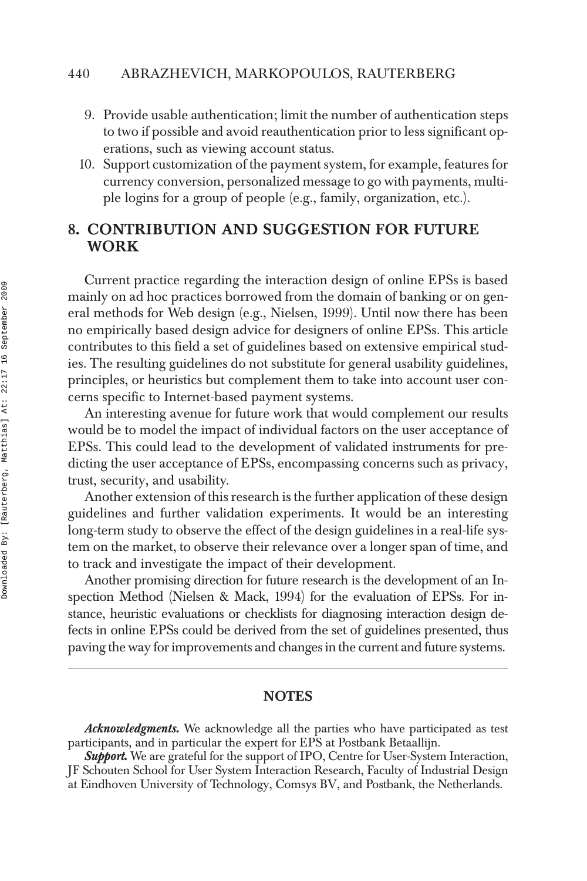9. Provide usable authentication; limit the number of authentication steps to two if possible and avoid reauthentication prior to less significant operations, such as viewing account status.
10. Support customization of the payment system, for example, features for currency conversion, personalized message to go with payments, multiple logins for a group of people (e.g., family, organization, etc.).

## 8. CONTRIBUTION AND SUGGESTION FOR FUTURE WORK

Current practice regarding the interaction design of online EPSs is based mainly on ad hoc practices borrowed from the domain of banking or on general methods for Web design (e.g., Nielsen, 1999). Until now there has been no empirically based design advice for designers of online EPSs. This article contributes to this field a set of guidelines based on extensive empirical studies. The resulting guidelines do not substitute for general usability guidelines, principles, or heuristics but complement them to take into account user concerns specific to Internet-based payment systems.

An interesting avenue for future work that would complement our results would be to model the impact of individual factors on the user acceptance of EPSs. This could lead to the development of validated instruments for predicting the user acceptance of EPSs, encompassing concerns such as privacy, trust, security, and usability.

Another extension of this research is the further application of these design guidelines and further validation experiments. It would be an interesting long-term study to observe the effect of the design guidelines in a real-life system on the market, to observe their relevance over a longer span of time, and to track and investigate the impact of their development.

Another promising direction for future research is the development of an Inspection Method (Nielsen & Mack, 1994) for the evaluation of EPSs. For instance, heuristic evaluations or checklists for diagnosing interaction design defects in online EPSs could be derived from the set of guidelines presented, thus paving the way for improvements and changes in the current and future systems.

---

## NOTES

***Acknowledgments.*** We acknowledge all the parties who have participated as test participants, and in particular the expert for EPS at Postbank Betaallijn.

***Support.*** We are grateful for the support of IPO, Centre for User-System Interaction, JF Schouten School for User System Interaction Research, Faculty of Industrial Design at Eindhoven University of Technology, Comsys BV, and Postbank, the Netherlands.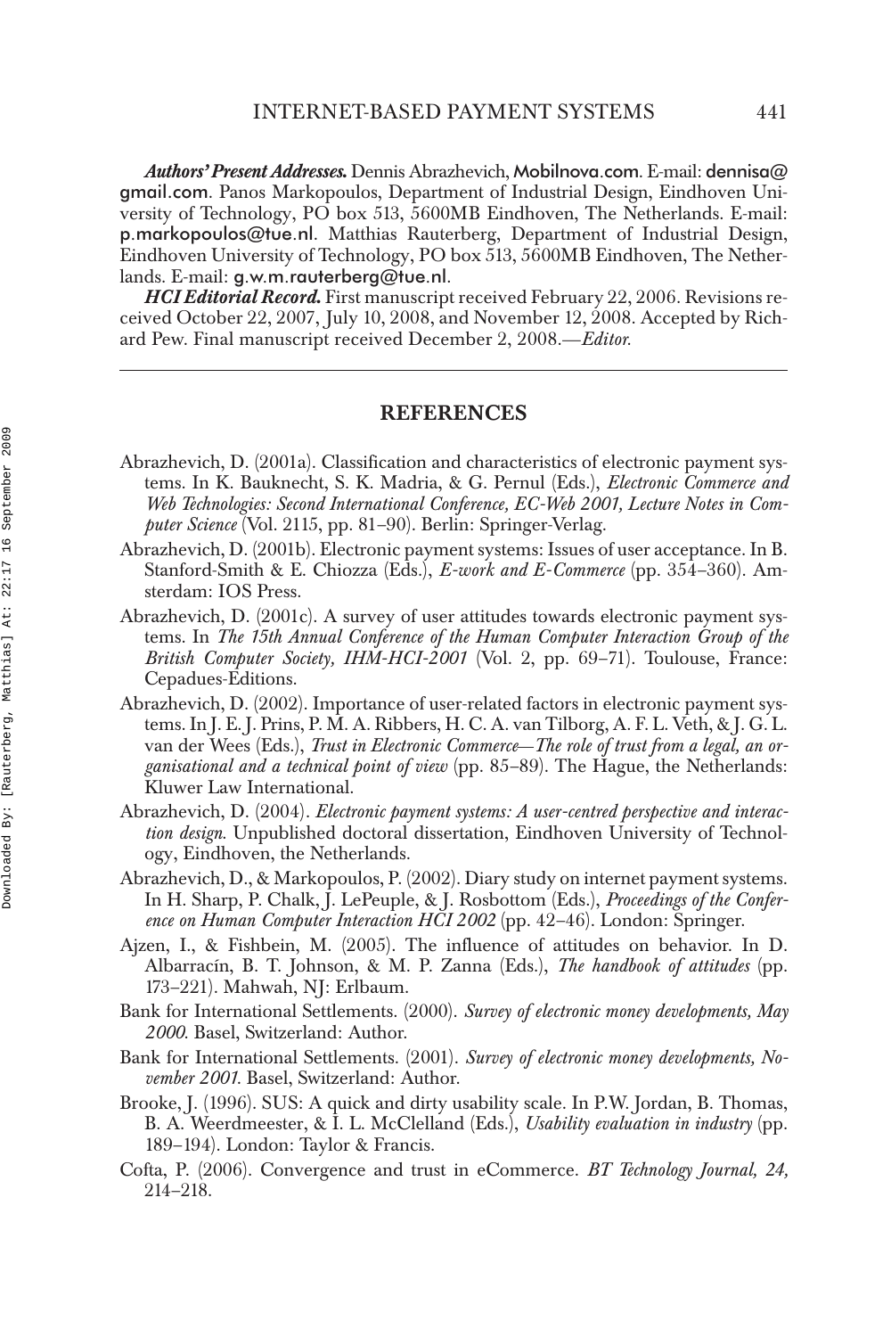***Authors' Present Addresses.*** Dennis Abrazhevich, Mobilnova.com. E-mail: dennisa@gmail.com. Panos Markopoulos, Department of Industrial Design, Eindhoven University of Technology, PO box 513, 5600MB Eindhoven, The Netherlands. E-mail: p.markopoulos@tue.nl. Matthias Rauterberg, Department of Industrial Design, Eindhoven University of Technology, PO box 513, 5600MB Eindhoven, The Netherlands. E-mail: g.w.m.rauterberg@tue.nl.

***HCI Editorial Record.*** First manuscript received February 22, 2006. Revisions received October 22, 2007, July 10, 2008, and November 12, 2008. Accepted by Richard Pew. Final manuscript received December 2, 2008.—*Editor.*

## REFERENCES

Abrazhevich, D. (2001a). Classification and characteristics of electronic payment systems. In K. Bauknecht, S. K. Madria, & G. Pernul (Eds.), *Electronic Commerce and Web Technologies: Second International Conference, EC-Web 2001, Lecture Notes in Computer Science* (Vol. 2115, pp. 81–90). Berlin: Springer-Verlag.

Abrazhevich, D. (2001b). Electronic payment systems: Issues of user acceptance. In B. Stanford-Smith & E. Chiozza (Eds.), *E-work and E-Commerce* (pp. 354–360). Amsterdam: IOS Press.

Abrazhevich, D. (2001c). A survey of user attitudes towards electronic payment systems. In *The 15th Annual Conference of the Human Computer Interaction Group of the British Computer Society, IHM-HCI-2001* (Vol. 2, pp. 69–71). Toulouse, France: Cepadues-Editions.

Abrazhevich, D. (2002). Importance of user-related factors in electronic payment systems. In J. E. J. Prins, P. M. A. Ribbers, H. C. A. van Tilborg, A. F. L. Veth, & J. G. L. van der Wees (Eds.), *Trust in Electronic Commerce—The role of trust from a legal, an organisational and a technical point of view* (pp. 85–89). The Hague, the Netherlands: Kluwer Law International.

Abrazhevich, D. (2004). *Electronic payment systems: A user-centred perspective and interaction design.* Unpublished doctoral dissertation, Eindhoven University of Technology, Eindhoven, the Netherlands.

Abrazhevich, D., & Markopoulos, P. (2002). Diary study on internet payment systems. In H. Sharp, P. Chalk, J. LePeuple, & J. Rosbottom (Eds.), *Proceedings of the Conference on Human Computer Interaction HCI 2002* (pp. 42–46). London: Springer.

Ajzen, I., & Fishbein, M. (2005). The influence of attitudes on behavior. In D. Albarracín, B. T. Johnson, & M. P. Zanna (Eds.), *The handbook of attitudes* (pp. 173–221). Mahwah, NJ: Erlbaum.

Bank for International Settlements. (2000). *Survey of electronic money developments, May 2000.* Basel, Switzerland: Author.

Bank for International Settlements. (2001). *Survey of electronic money developments, November 2001.* Basel, Switzerland: Author.

Brooke, J. (1996). SUS: A quick and dirty usability scale. In P.W. Jordan, B. Thomas, B. A. Weerdmeester, & I. L. McClelland (Eds.), *Usability evaluation in industry* (pp. 189–194). London: Taylor & Francis.

Cofta, P. (2006). Convergence and trust in eCommerce. *BT Technology Journal, 24,* 214–218.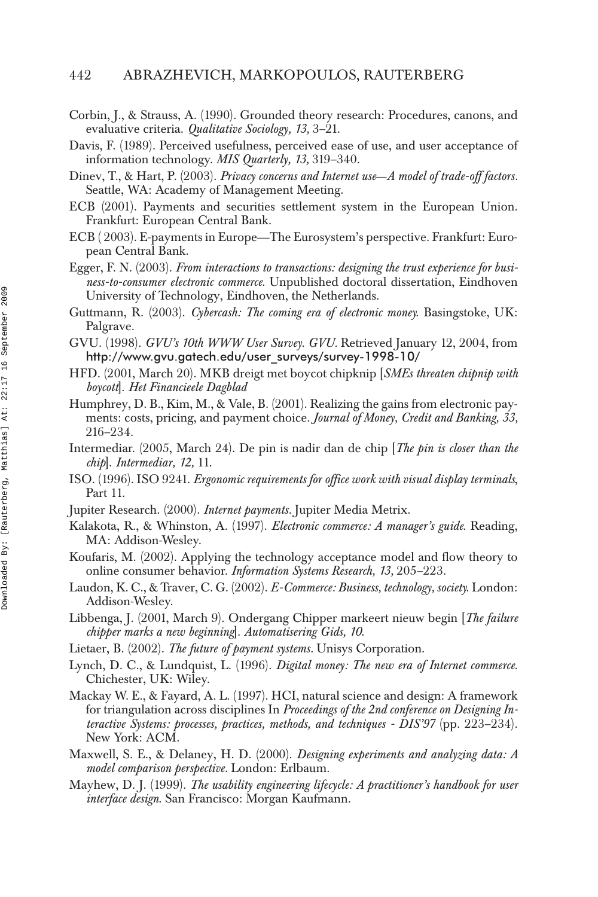Corbin, J., & Strauss, A. (1990). Grounded theory research: Procedures, canons, and evaluative criteria. *Qualitative Sociology, 13,* 3–21.

Davis, F. (1989). Perceived usefulness, perceived ease of use, and user acceptance of information technology. *MIS Quarterly, 13,* 319–340.

Dinev, T., & Hart, P. (2003). *Privacy concerns and Internet use—A model of trade-off factors*. Seattle, WA: Academy of Management Meeting.

ECB (2001). Payments and securities settlement system in the European Union. Frankfurt: European Central Bank.

ECB ( 2003). E-payments in Europe—The Eurosystem's perspective. Frankfurt: European Central Bank.

Egger, F. N. (2003). *From interactions to transactions: designing the trust experience for business-to-consumer electronic commerce.* Unpublished doctoral dissertation, Eindhoven University of Technology, Eindhoven, the Netherlands.

Guttmann, R. (2003). *Cybercash: The coming era of electronic money.* Basingstoke, UK: Palgrave.

GVU. (1998). *GVU's 10th WWW User Survey. GVU.* Retrieved January 12, 2004, from http://www.gvu.gatech.edu/user_surveys/survey-1998-10/

HFD. (2001, March 20). MKB dreigt met boycot chipknip [*SMEs threaten chipnip with boycott*]. *Het Financieele Dagblad*

Humphrey, D. B., Kim, M., & Vale, B. (2001). Realizing the gains from electronic payments: costs, pricing, and payment choice. *Journal of Money, Credit and Banking, 33,* 216–234.

Intermediar. (2005, March 24). De pin is nadir dan de chip [*The pin is closer than the chip*]. *Intermediar, 12,* 11.

ISO. (1996). ISO 9241. *Ergonomic requirements for office work with visual display terminals*, Part 11.

Jupiter Research. (2000). *Internet payments*. Jupiter Media Metrix.

Kalakota, R., & Whinston, A. (1997). *Electronic commerce: A manager's guide.* Reading, MA: Addison-Wesley.

Koufaris, M. (2002). Applying the technology acceptance model and flow theory to online consumer behavior. *Information Systems Research, 13,* 205–223.

Laudon, K. C., & Traver, C. G. (2002). *E-Commerce: Business, technology, society.* London: Addison-Wesley.

Libbenga, J. (2001, March 9). Ondergang Chipper markeert nieuw begin [*The failure chipper marks a new beginning*]. *Automatisering Gids, 10.*

Lietaer, B. (2002). *The future of payment systems*. Unisys Corporation.

Lynch, D. C., & Lundquist, L. (1996). *Digital money: The new era of Internet commerce.* Chichester, UK: Wiley.

Mackay W. E., & Fayard, A. L. (1997). HCI, natural science and design: A framework for triangulation across disciplines In *Proceedings of the 2nd conference on Designing Interactive Systems: processes, practices, methods, and techniques - DIS'97* (pp. 223–234). New York: ACM.

Maxwell, S. E., & Delaney, H. D. (2000). *Designing experiments and analyzing data: A model comparison perspective*. London: Erlbaum.

Mayhew, D. J. (1999). *The usability engineering lifecycle: A practitioner's handbook for user interface design.* San Francisco: Morgan Kaufmann.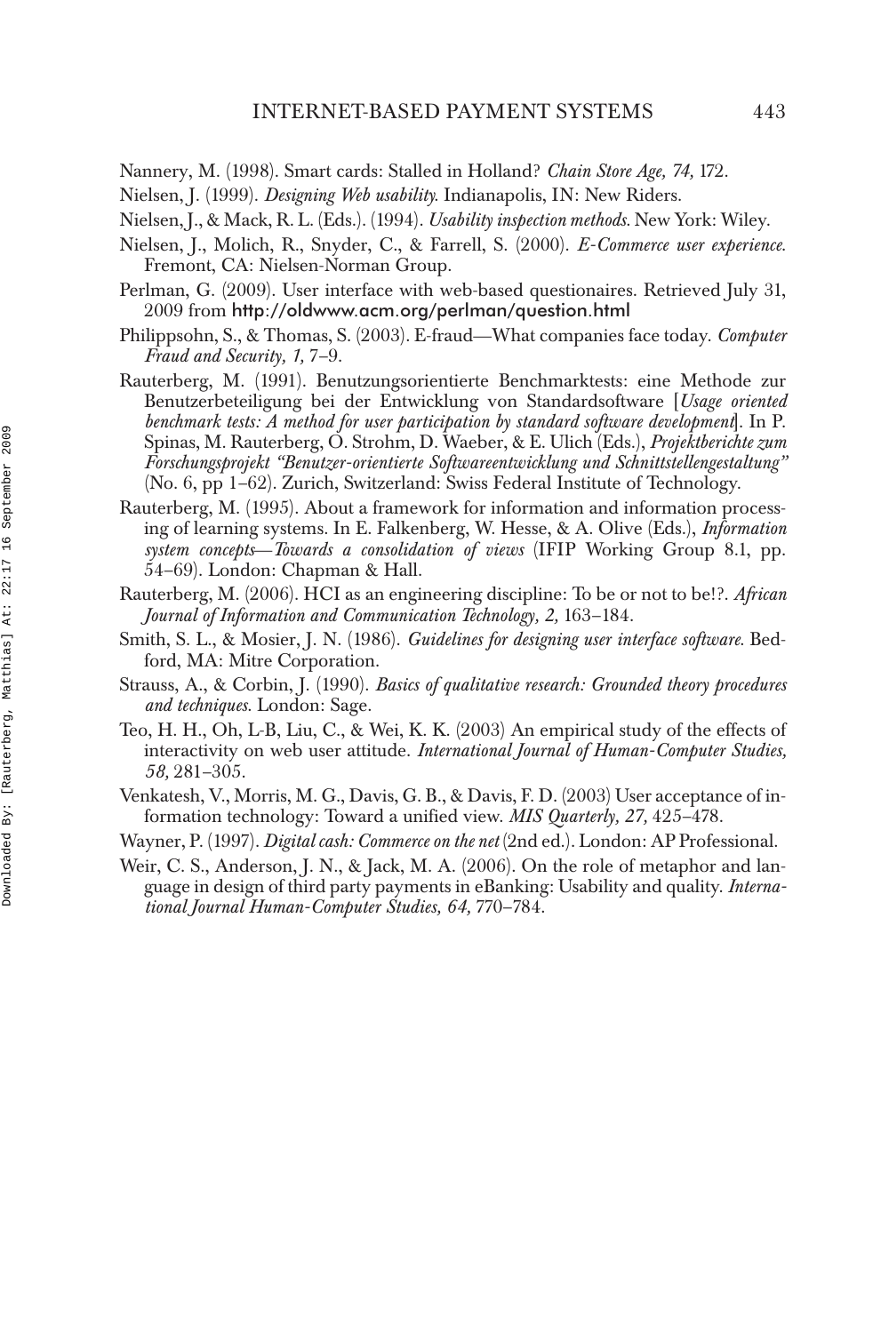Nannery, M. (1998). Smart cards: Stalled in Holland? *Chain Store Age, 74,* 172.

Nielsen, J. (1999). *Designing Web usability.* Indianapolis, IN: New Riders.

Nielsen, J., & Mack, R. L. (Eds.). (1994). *Usability inspection methods.* New York: Wiley.

Nielsen, J., Molich, R., Snyder, C., & Farrell, S. (2000). *E-Commerce user experience.* Fremont, CA: Nielsen-Norman Group.

Perlman, G. (2009). User interface with web-based questionaires. Retrieved July 31, 2009 from http://oldwww.acm.org/perlman/question.html

Philippsohn, S., & Thomas, S. (2003). E-fraud—What companies face today. *Computer Fraud and Security, 1,* 7–9.

Rauterberg, M. (1991). Benutzungsorientierte Benchmarktests: eine Methode zur Benutzerbeteiligung bei der Entwicklung von Standardsoftware [*Usage oriented benchmark tests: A method for user participation by standard software development*]. In P. Spinas, M. Rauterberg, O. Strohm, D. Waeber, & E. Ulich (Eds.), *Projektberichte zum Forschungsprojekt "Benutzer-orientierte Softwareentwicklung und Schnittstellengestaltung"* (No. 6, pp 1–62). Zurich, Switzerland: Swiss Federal Institute of Technology.

Rauterberg, M. (1995). About a framework for information and information processing of learning systems. In E. Falkenberg, W. Hesse, & A. Olive (Eds.), *Information system concepts—Towards a consolidation of views* (IFIP Working Group 8.1, pp. 54–69). London: Chapman & Hall.

Rauterberg, M. (2006). HCI as an engineering discipline: To be or not to be!?. *African Journal of Information and Communication Technology, 2,* 163–184.

Smith, S. L., & Mosier, J. N. (1986). *Guidelines for designing user interface software.* Bedford, MA: Mitre Corporation.

Strauss, A., & Corbin, J. (1990). *Basics of qualitative research: Grounded theory procedures and techniques.* London: Sage.

Teo, H. H., Oh, L-B, Liu, C., & Wei, K. K. (2003) An empirical study of the effects of interactivity on web user attitude. *International Journal of Human-Computer Studies, 58,* 281–305.

Venkatesh, V., Morris, M. G., Davis, G. B., & Davis, F. D. (2003) User acceptance of information technology: Toward a unified view. *MIS Quarterly, 27,* 425–478.

Wayner, P. (1997). *Digital cash: Commerce on the net* (2nd ed.). London: AP Professional.

Weir, C. S., Anderson, J. N., & Jack, M. A. (2006). On the role of metaphor and language in design of third party payments in eBanking: Usability and quality. *International Journal Human-Computer Studies, 64,* 770–784.